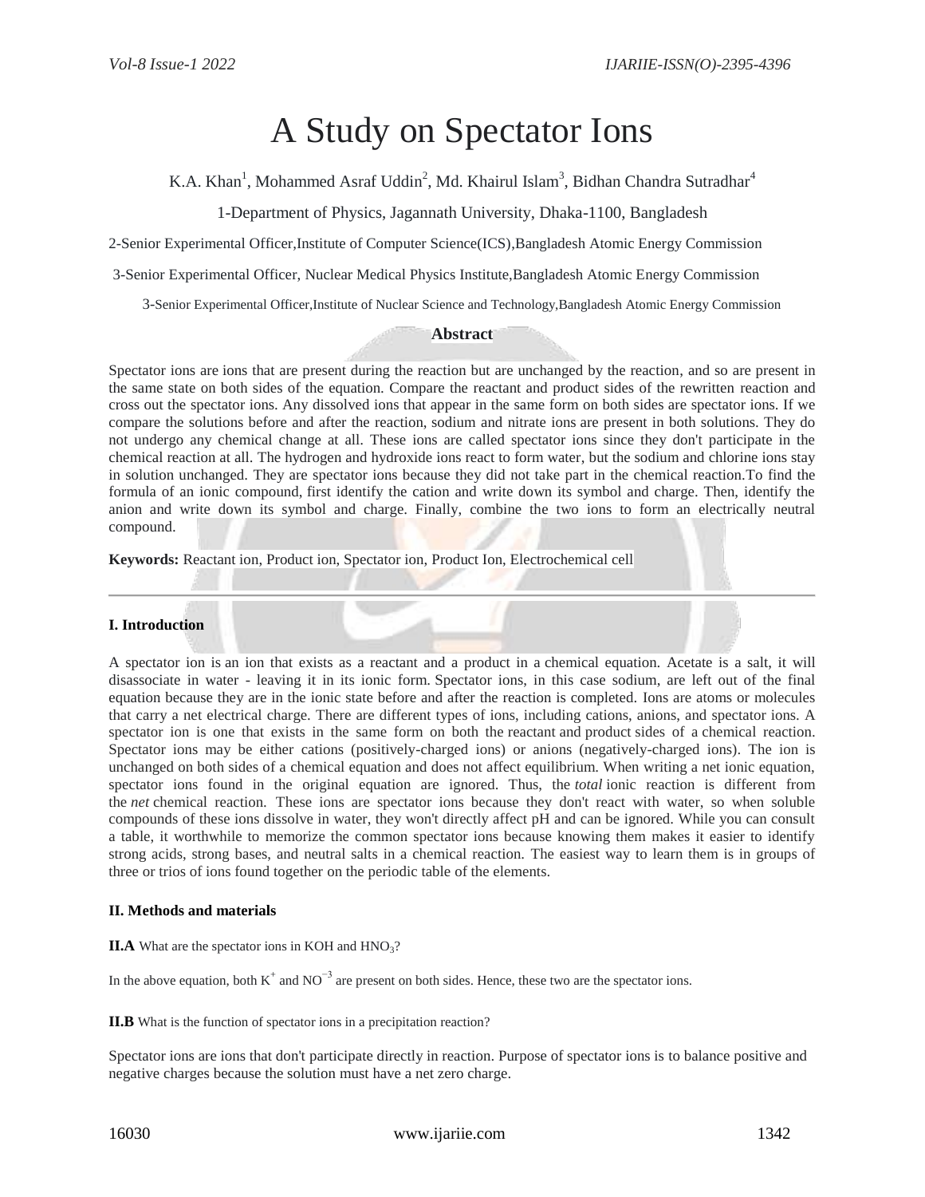# A Study on Spectator Ions

K.A. Khan[1], Mohammed Asraf Uddin[2], Md. Khairul Islam[3], Bidhan Chandra Sutradhar[4]

1-Department of Physics, Jagannath University, Dhaka-1100, Bangladesh

2-Senior Experimental Officer,Institute of Computer Science(ICS),Bangladesh Atomic Energy Commission

3-Senior Experimental Officer, Nuclear Medical Physics Institute,Bangladesh Atomic Energy Commission

3-Senior Experimental Officer,Institute of Nuclear Science and Technology,Bangladesh Atomic Energy Commission

## Abstract

Spectator ions are ions that are present during the reaction but are unchanged by the reaction, and so are present in the same state on both sides of the equation. Compare the reactant and product sides of the rewritten reaction and cross out the spectator ions. Any dissolved ions that appear in the same form on both sides are spectator ions. If we compare the solutions before and after the reaction, sodium and nitrate ions are present in both solutions. They do not undergo any chemical change at all. These ions are called spectator ions since they don't participate in the chemical reaction at all. The hydrogen and hydroxide ions react to form water, but the sodium and chlorine ions stay in solution unchanged. They are spectator ions because they did not take part in the chemical reaction.To find the formula of an ionic compound, first identify the cation and write down its symbol and charge. Then, identify the anion and write down its symbol and charge. Finally, combine the two ions to form an electrically neutral compound.

**Keywords:** Reactant ion, Product ion, Spectator ion, Product Ion, Electrochemical cell

---

## I. Introduction

A spectator ion is an ion that exists as a reactant and a product in a chemical equation. Acetate is a salt, it will disassociate in water - leaving it in its ionic form. Spectator ions, in this case sodium, are left out of the final equation because they are in the ionic state before and after the reaction is completed. Ions are atoms or molecules that carry a net electrical charge. There are different types of ions, including cations, anions, and spectator ions. A spectator ion is one that exists in the same form on both the reactant and product sides of a chemical reaction. Spectator ions may be either cations (positively-charged ions) or anions (negatively-charged ions). The ion is unchanged on both sides of a chemical equation and does not affect equilibrium. When writing a net ionic equation, spectator ions found in the original equation are ignored. Thus, the *total* ionic reaction is different from the *net* chemical reaction. These ions are spectator ions because they don't react with water, so when soluble compounds of these ions dissolve in water, they won't directly affect pH and can be ignored. While you can consult a table, it worthwhile to memorize the common spectator ions because knowing them makes it easier to identify strong acids, strong bases, and neutral salts in a chemical reaction. The easiest way to learn them is in groups of three or trios of ions found together on the periodic table of the elements.

## II. Methods and materials

**II.A** What are the spectator ions in KOH and $HNO_3$?

In the above equation, both $K^+$ and $NO^{-3}$ are present on both sides. Hence, these two are the spectator ions.

**II.B** What is the function of spectator ions in a precipitation reaction?

Spectator ions are ions that don't participate directly in reaction. Purpose of spectator ions is to balance positive and negative charges because the solution must have a net zero charge.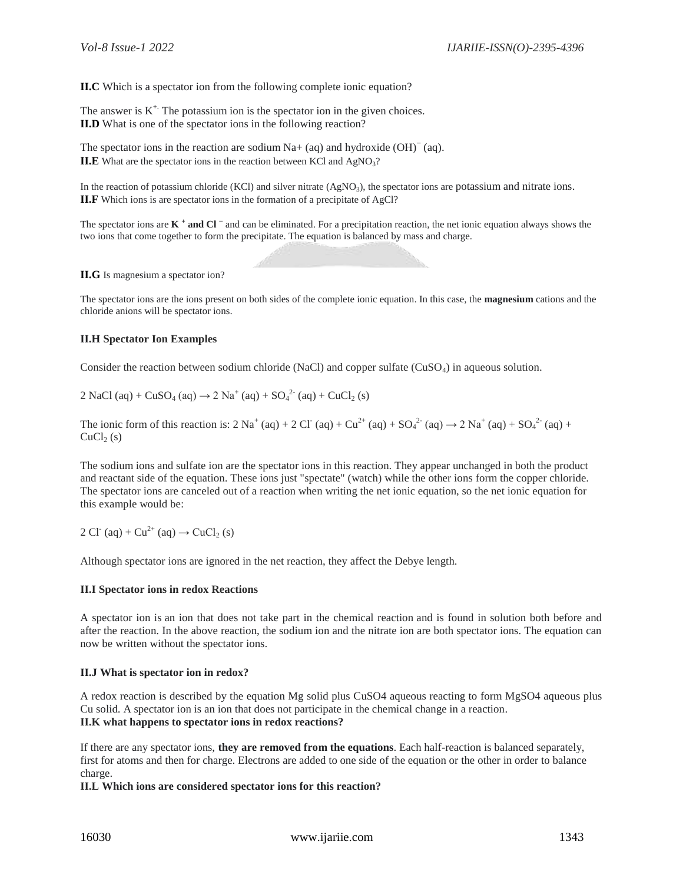**II.C** Which is a spectator ion from the following complete ionic equation?

The answer is $K^{+}$. The potassium ion is the spectator ion in the given choices.

**II.D** What is one of the spectator ions in the following reaction?

The spectator ions in the reaction are sodium $Na^{+}$ (aq) and hydroxide $(OH)^{-}$ (aq).

**II.E** What are the spectator ions in the reaction between KCl and $AgNO_3$?

In the reaction of potassium chloride (KCl) and silver nitrate ($AgNO_3$), the spectator ions are potassium and nitrate ions.

**II.F** Which ions is are spectator ions in the formation of a precipitate of AgCl?

The spectator ions are **$K^{+}$ and $Cl^{-}$** and can be eliminated. For a precipitation reaction, the net ionic equation always shows the two ions that come together to form the precipitate. The equation is balanced by mass and charge.

**II.G** Is magnesium a spectator ion?

The spectator ions are the ions present on both sides of the complete ionic equation. In this case, the **magnesium** cations and the chloride anions will be spectator ions.

**II.H Spectator Ion Examples**

Consider the reaction between sodium chloride (NaCl) and copper sulfate ($CuSO_4$) in aqueous solution.

$$2\,NaCl\,(aq) + CuSO_4\,(aq) \rightarrow 2\,Na^{+}\,(aq) + SO_4^{2-}\,(aq) + CuCl_2\,(s)$$

The ionic form of this reaction is: $2\,Na^{+}\,(aq) + 2\,Cl^{-}\,(aq) + Cu^{2+}\,(aq) + SO_4^{2-}\,(aq) \rightarrow 2\,Na^{+}\,(aq) + SO_4^{2-}\,(aq) + CuCl_2\,(s)$

The sodium ions and sulfate ion are the spectator ions in this reaction. They appear unchanged in both the product and reactant side of the equation. These ions just "spectate" (watch) while the other ions form the copper chloride. The spectator ions are canceled out of a reaction when writing the net ionic equation, so the net ionic equation for this example would be:

$$2\,Cl^{-}\,(aq) + Cu^{2+}\,(aq) \rightarrow CuCl_2\,(s)$$

Although spectator ions are ignored in the net reaction, they affect the Debye length.

**II.I Spectator ions in redox Reactions**

A spectator ion is an ion that does not take part in the chemical reaction and is found in solution both before and after the reaction. In the above reaction, the sodium ion and the nitrate ion are both spectator ions. The equation can now be written without the spectator ions.

**II.J What is spectator ion in redox?**

A redox reaction is described by the equation Mg solid plus $CuSO_4$ aqueous reacting to form $MgSO_4$ aqueous plus Cu solid. A spectator ion is an ion that does not participate in the chemical change in a reaction.

**II.K what happens to spectator ions in redox reactions?**

If there are any spectator ions, **they are removed from the equations**. Each half-reaction is balanced separately, first for atoms and then for charge. Electrons are added to one side of the equation or the other in order to balance charge.

**II.L Which ions are considered spectator ions for this reaction?**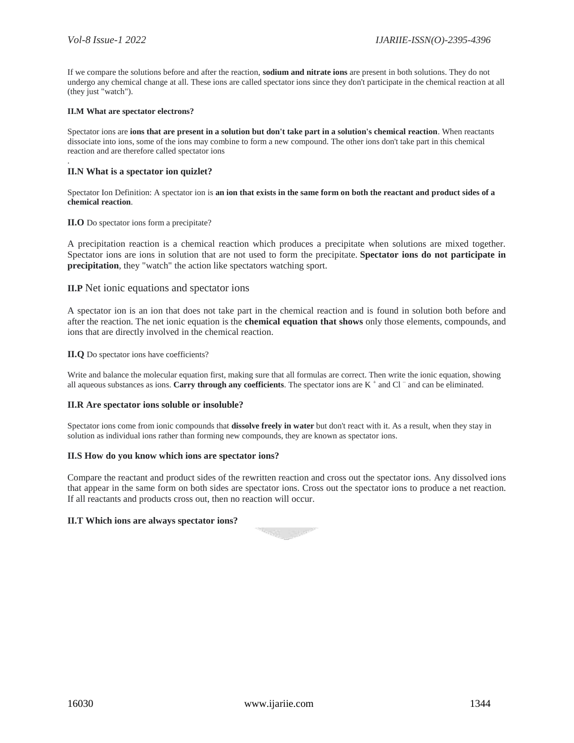If we compare the solutions before and after the reaction, **sodium and nitrate ions** are present in both solutions. They do not undergo any chemical change at all. These ions are called spectator ions since they don't participate in the chemical reaction at all (they just "watch").

#### II.M What are spectator electrons?

Spectator ions are **ions that are present in a solution but don't take part in a solution's chemical reaction**. When reactants dissociate into ions, some of the ions may combine to form a new compound. The other ions don't take part in this chemical reaction and are therefore called spectator ions

.

### II.N What is a spectator ion quizlet?

Spectator Ion Definition: A spectator ion is **an ion that exists in the same form on both the reactant and product sides of a chemical reaction**.

**II.O** Do spectator ions form a precipitate?

A precipitation reaction is a chemical reaction which produces a precipitate when solutions are mixed together. Spectator ions are ions in solution that are not used to form the precipitate. **Spectator ions do not participate in precipitation**, they "watch" the action like spectators watching sport.

### II.P Net ionic equations and spectator ions

A spectator ion is an ion that does not take part in the chemical reaction and is found in solution both before and after the reaction. The net ionic equation is the **chemical equation that shows** only those elements, compounds, and ions that are directly involved in the chemical reaction.

**II.Q** Do spectator ions have coefficients?

Write and balance the molecular equation first, making sure that all formulas are correct. Then write the ionic equation, showing all aqueous substances as ions. **Carry through any coefficients**. The spectator ions are $K^+$ and $Cl^-$ and can be eliminated.

#### II.R Are spectator ions soluble or insoluble?

Spectator ions come from ionic compounds that **dissolve freely in water** but don't react with it. As a result, when they stay in solution as individual ions rather than forming new compounds, they are known as spectator ions.

#### II.S How do you know which ions are spectator ions?

Compare the reactant and product sides of the rewritten reaction and cross out the spectator ions. Any dissolved ions that appear in the same form on both sides are spectator ions. Cross out the spectator ions to produce a net reaction. If all reactants and products cross out, then no reaction will occur.

#### II.T Which ions are always spectator ions?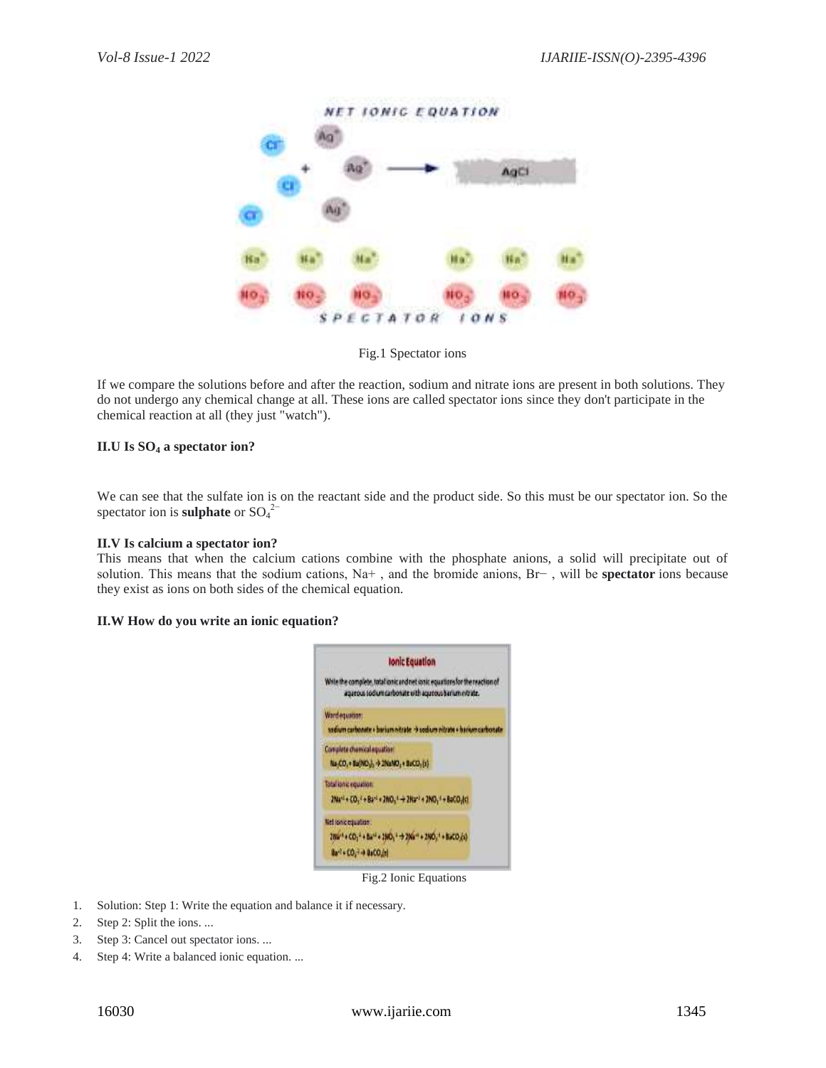Fig.1 Spectator ions

If we compare the solutions before and after the reaction, sodium and nitrate ions are present in both solutions. They do not undergo any chemical change at all. These ions are called spectator ions since they don't participate in the chemical reaction at all (they just "watch").

**II.U Is $SO_4$ a spectator ion?**

We can see that the sulfate ion is on the reactant side and the product side. So this must be our spectator ion. So the spectator ion is **sulphate** or $SO_4^{2-}$

**II.V Is calcium a spectator ion?**

This means that when the calcium cations combine with the phosphate anions, a solid will precipitate out of solution. This means that the sodium cations, Na+ , and the bromide anions, Br− , will be **spectator** ions because they exist as ions on both sides of the chemical equation.

**II.W How do you write an ionic equation?**

Fig.2 Ionic Equations

1. Solution: Step 1: Write the equation and balance it if necessary.
2. Step 2: Split the ions. ...
3. Step 3: Cancel out spectator ions. ...
4. Step 4: Write a balanced ionic equation. ...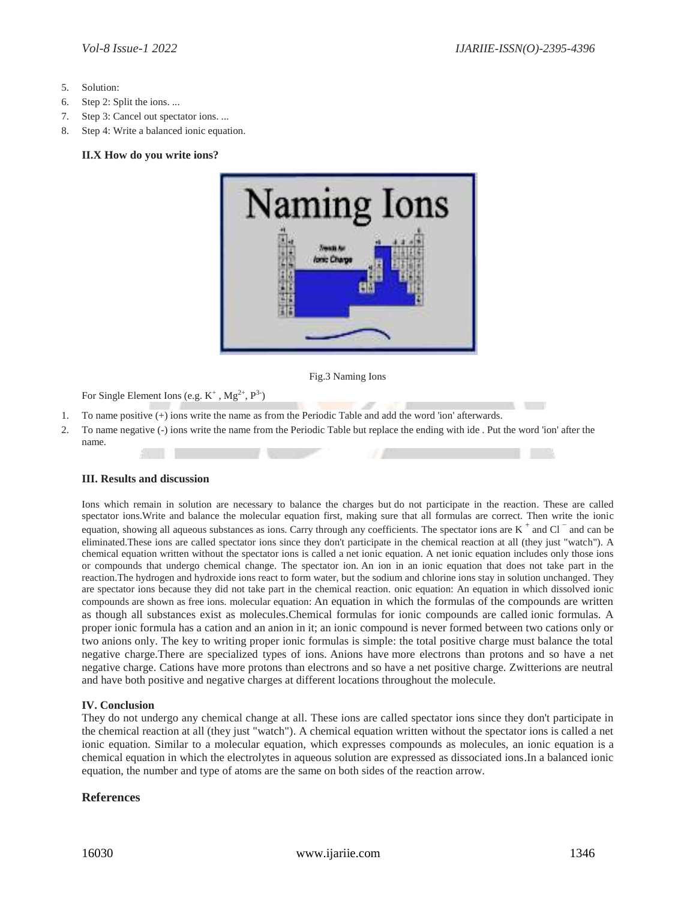5. Solution:
6. Step 2: Split the ions. ...
7. Step 3: Cancel out spectator ions. ...
8. Step 4: Write a balanced ionic equation.

### II.X How do you write ions?

Fig.3 Naming Ions

For Single Element Ions (e.g. $K^+$ , $Mg^{2+}$, $P^{3-}$)

1. To name positive (+) ions write the name as from the Periodic Table and add the word 'ion' afterwards.
2. To name negative (-) ions write the name from the Periodic Table but replace the ending with ide . Put the word 'ion' after the name.

### III. Results and discussion

Ions which remain in solution are necessary to balance the charges but do not participate in the reaction. These are called spectator ions.Write and balance the molecular equation first, making sure that all formulas are correct. Then write the ionic equation, showing all aqueous substances as ions. Carry through any coefficients. The spectator ions are $K^+$ and $Cl^-$ and can be eliminated.These ions are called spectator ions since they don't participate in the chemical reaction at all (they just "watch"). A chemical equation written without the spectator ions is called a net ionic equation. A net ionic equation includes only those ions or compounds that undergo chemical change. The spectator ion. An ion in an ionic equation that does not take part in the reaction.The hydrogen and hydroxide ions react to form water, but the sodium and chlorine ions stay in solution unchanged. They are spectator ions because they did not take part in the chemical reaction. onic equation: An equation in which dissolved ionic compounds are shown as free ions. molecular equation: An equation in which the formulas of the compounds are written as though all substances exist as molecules.Chemical formulas for ionic compounds are called ionic formulas. A proper ionic formula has a cation and an anion in it; an ionic compound is never formed between two cations only or two anions only. The key to writing proper ionic formulas is simple: the total positive charge must balance the total negative charge.There are specialized types of ions. Anions have more electrons than protons and so have a net negative charge. Cations have more protons than electrons and so have a net positive charge. Zwitterions are neutral and have both positive and negative charges at different locations throughout the molecule.

### IV. Conclusion

They do not undergo any chemical change at all. These ions are called spectator ions since they don't participate in the chemical reaction at all (they just "watch"). A chemical equation written without the spectator ions is called a net ionic equation. Similar to a molecular equation, which expresses compounds as molecules, an ionic equation is a chemical equation in which the electrolytes in aqueous solution are expressed as dissociated ions.In a balanced ionic equation, the number and type of atoms are the same on both sides of the reaction arrow.

## References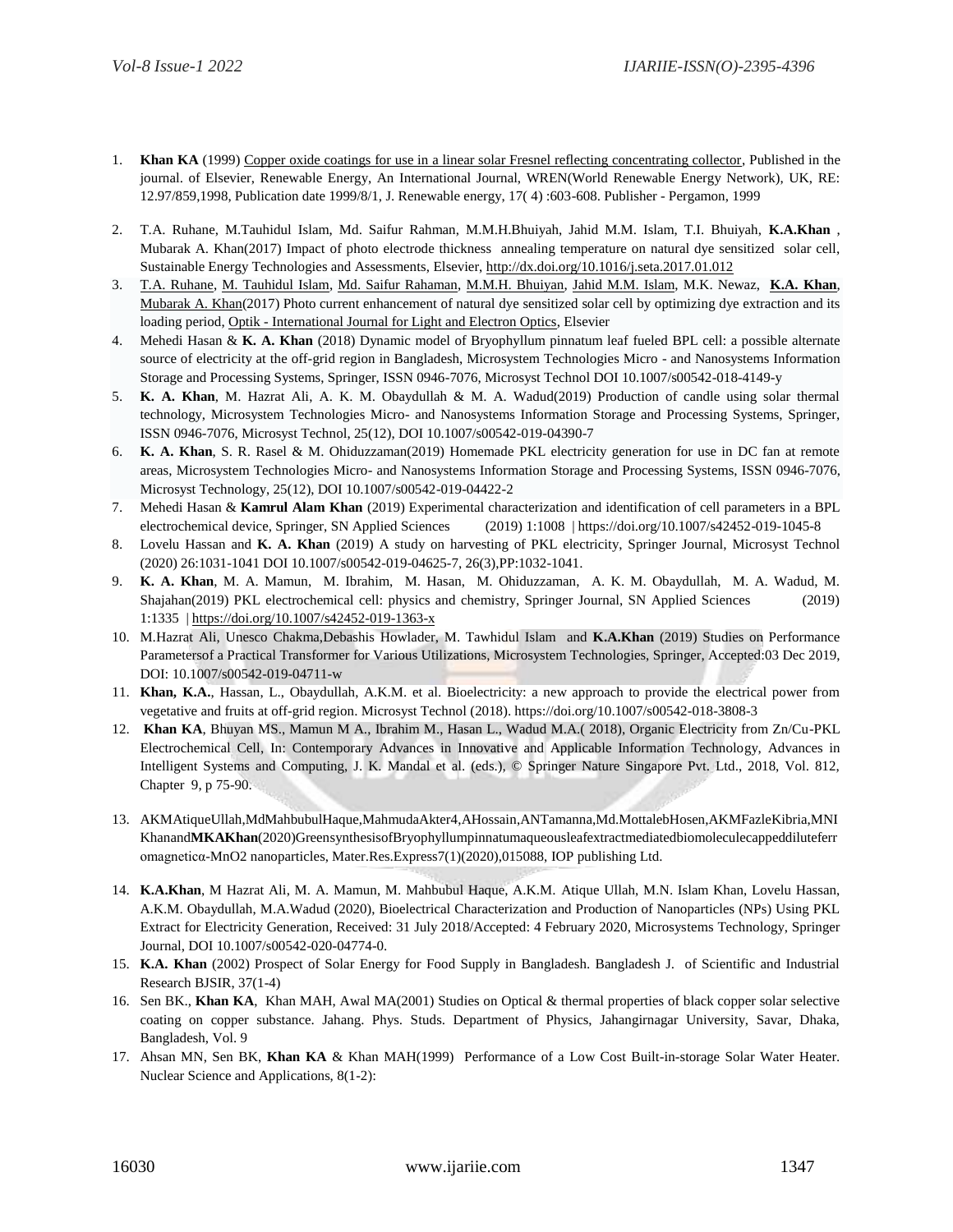1. **Khan KA** (1999) Copper oxide coatings for use in a linear solar Fresnel reflecting concentrating collector, Published in the journal. of Elsevier, Renewable Energy, An International Journal, WREN(World Renewable Energy Network), UK, RE: 12.97/859,1998, Publication date 1999/8/1, J. Renewable energy, 17( 4) :603-608. Publisher - Pergamon, 1999

2. T.A. Ruhane, M.Tauhidul Islam, Md. Saifur Rahman, M.M.H.Bhuiyah, Jahid M.M. Islam, T.I. Bhuiyah, **K.A.Khan** , Mubarak A. Khan(2017) Impact of photo electrode thickness annealing temperature on natural dye sensitized solar cell, Sustainable Energy Technologies and Assessments, Elsevier, http://dx.doi.org/10.1016/j.seta.2017.01.012
3. T.A. Ruhane, M. Tauhidul Islam, Md. Saifur Rahaman, M.M.H. Bhuiyan, Jahid M.M. Islam, M.K. Newaz, **K.A. Khan**, Mubarak A. Khan(2017) Photo current enhancement of natural dye sensitized solar cell by optimizing dye extraction and its loading period, Optik - International Journal for Light and Electron Optics, Elsevier
4. Mehedi Hasan & **K. A. Khan** (2018) Dynamic model of Bryophyllum pinnatum leaf fueled BPL cell: a possible alternate source of electricity at the off-grid region in Bangladesh, Microsystem Technologies Micro - and Nanosystems Information Storage and Processing Systems, Springer, ISSN 0946-7076, Microsyst Technol DOI 10.1007/s00542-018-4149-y
5. **K. A. Khan**, M. Hazrat Ali, A. K. M. Obaydullah & M. A. Wadud(2019) Production of candle using solar thermal technology, Microsystem Technologies Micro- and Nanosystems Information Storage and Processing Systems, Springer, ISSN 0946-7076, Microsyst Technol, 25(12), DOI 10.1007/s00542-019-04390-7
6. **K. A. Khan**, S. R. Rasel & M. Ohiduzzaman(2019) Homemade PKL electricity generation for use in DC fan at remote areas, Microsystem Technologies Micro- and Nanosystems Information Storage and Processing Systems, ISSN 0946-7076, Microsyst Technology, 25(12), DOI 10.1007/s00542-019-04422-2
7. Mehedi Hasan & **Kamrul Alam Khan** (2019) Experimental characterization and identification of cell parameters in a BPL electrochemical device, Springer, SN Applied Sciences (2019) 1:1008 | https://doi.org/10.1007/s42452-019-1045-8
8. Lovelu Hassan and **K. A. Khan** (2019) A study on harvesting of PKL electricity, Springer Journal, Microsyst Technol (2020) 26:1031-1041 DOI 10.1007/s00542-019-04625-7, 26(3),PP:1032-1041.
9. **K. A. Khan**, M. A. Mamun, M. Ibrahim, M. Hasan, M. Ohiduzzaman, A. K. M. Obaydullah, M. A. Wadud, M. Shajahan(2019) PKL electrochemical cell: physics and chemistry, Springer Journal, SN Applied Sciences (2019) 1:1335 | https://doi.org/10.1007/s42452-019-1363-x
10. M.Hazrat Ali, Unesco Chakma,Debashis Howlader, M. Tawhidul Islam and **K.A.Khan** (2019) Studies on Performance Parametersof a Practical Transformer for Various Utilizations, Microsystem Technologies, Springer, Accepted:03 Dec 2019, DOI: 10.1007/s00542-019-04711-w
11. **Khan, K.A.**, Hassan, L., Obaydullah, A.K.M. et al. Bioelectricity: a new approach to provide the electrical power from vegetative and fruits at off-grid region. Microsyst Technol (2018). https://doi.org/10.1007/s00542-018-3808-3
12. **Khan KA**, Bhuyan MS., Mamun M A., Ibrahim M., Hasan L., Wadud M.A.( 2018), Organic Electricity from Zn/Cu-PKL Electrochemical Cell, In: Contemporary Advances in Innovative and Applicable Information Technology, Advances in Intelligent Systems and Computing, J. K. Mandal et al. (eds.), © Springer Nature Singapore Pvt. Ltd., 2018, Vol. 812, Chapter 9, p 75-90.

13. AKMAtiqueUllah,MdMahbubulHaque,MahmudaAkter4,AHossain,ANTamanna,Md.MottalebHosen,AKMFazleKibria,MNIKhanand**MKAKhan**(2020)GreensynthesisofBryophyllumpinnatumaqueousleafextractmediatedbiomoleculecappeddiluteferromagneticα-MnO2 nanoparticles, Mater.Res.Express7(1)(2020),015088, IOP publishing Ltd.

14. **K.A.Khan**, M Hazrat Ali, M. A. Mamun, M. Mahbubul Haque, A.K.M. Atique Ullah, M.N. Islam Khan, Lovelu Hassan, A.K.M. Obaydullah, M.A.Wadud (2020), Bioelectrical Characterization and Production of Nanoparticles (NPs) Using PKL Extract for Electricity Generation, Received: 31 July 2018/Accepted: 4 February 2020, Microsystems Technology, Springer Journal, DOI 10.1007/s00542-020-04774-0.
15. **K.A. Khan** (2002) Prospect of Solar Energy for Food Supply in Bangladesh. Bangladesh J. of Scientific and Industrial Research BJSIR, 37(1-4)
16. Sen BK., **Khan KA**, Khan MAH, Awal MA(2001) Studies on Optical & thermal properties of black copper solar selective coating on copper substance. Jahang. Phys. Studs. Department of Physics, Jahangirnagar University, Savar, Dhaka, Bangladesh, Vol. 9
17. Ahsan MN, Sen BK, **Khan KA** & Khan MAH(1999) Performance of a Low Cost Built-in-storage Solar Water Heater. Nuclear Science and Applications, 8(1-2):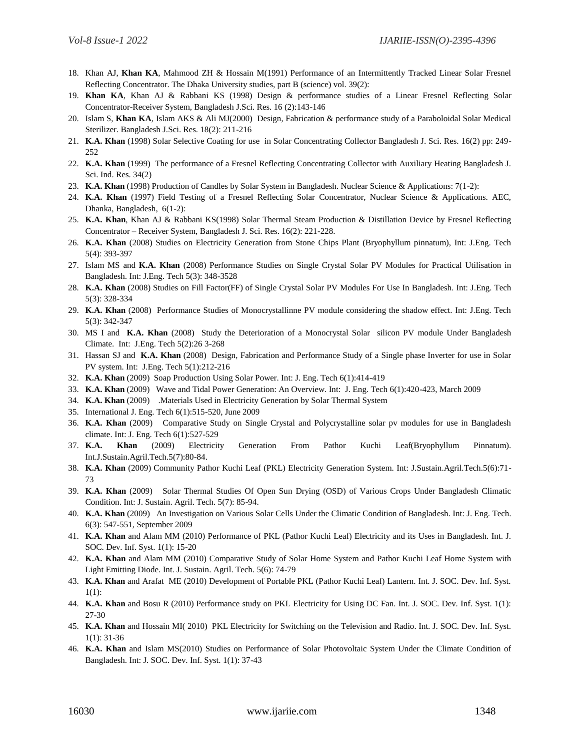18. Khan AJ, **Khan KA**, Mahmood ZH & Hossain M(1991) Performance of an Intermittently Tracked Linear Solar Fresnel Reflecting Concentrator. The Dhaka University studies, part B (science) vol. 39(2):
19. **Khan KA**, Khan AJ & Rabbani KS (1998) Design & performance studies of a Linear Fresnel Reflecting Solar Concentrator-Receiver System, Bangladesh J.Sci. Res. 16 (2):143-146
20. Islam S, **Khan KA**, Islam AKS & Ali MJ(2000) Design, Fabrication & performance study of a Paraboloidal Solar Medical Sterilizer. Bangladesh J.Sci. Res. 18(2): 211-216
21. **K.A. Khan** (1998) Solar Selective Coating for use in Solar Concentrating Collector Bangladesh J. Sci. Res. 16(2) pp: 249-252
22. **K.A. Khan** (1999) The performance of a Fresnel Reflecting Concentrating Collector with Auxiliary Heating Bangladesh J. Sci. Ind. Res. 34(2)
23. **K.A. Khan** (1998) Production of Candles by Solar System in Bangladesh. Nuclear Science & Applications: 7(1-2):
24. **K.A. Khan** (1997) Field Testing of a Fresnel Reflecting Solar Concentrator, Nuclear Science & Applications. AEC, Dhanka, Bangladesh, 6(1-2):
25. **K.A. Khan**, Khan AJ & Rabbani KS(1998) Solar Thermal Steam Production & Distillation Device by Fresnel Reflecting Concentrator – Receiver System, Bangladesh J. Sci. Res. 16(2): 221-228.
26. **K.A. Khan** (2008) Studies on Electricity Generation from Stone Chips Plant (Bryophyllum pinnatum), Int: J.Eng. Tech 5(4): 393-397
27. Islam MS and **K.A. Khan** (2008) Performance Studies on Single Crystal Solar PV Modules for Practical Utilisation in Bangladesh. Int: J.Eng. Tech 5(3): 348-3528
28. **K.A. Khan** (2008) Studies on Fill Factor(FF) of Single Crystal Solar PV Modules For Use In Bangladesh. Int: J.Eng. Tech 5(3): 328-334
29. **K.A. Khan** (2008) Performance Studies of Monocrystallinne PV module considering the shadow effect. Int: J.Eng. Tech 5(3): 342-347
30. MS I and **K.A. Khan** (2008) Study the Deterioration of a Monocrystal Solar silicon PV module Under Bangladesh Climate. Int: J.Eng. Tech 5(2):26 3-268
31. Hassan SJ and **K.A. Khan** (2008) Design, Fabrication and Performance Study of a Single phase Inverter for use in Solar PV system. Int: J.Eng. Tech 5(1):212-216
32. **K.A. Khan** (2009) Soap Production Using Solar Power. Int: J. Eng. Tech 6(1):414-419
33. **K.A. Khan** (2009) Wave and Tidal Power Generation: An Overview. Int: J. Eng. Tech 6(1):420-423, March 2009
34. **K.A. Khan** (2009) .Materials Used in Electricity Generation by Solar Thermal System
35. International J. Eng. Tech 6(1):515-520, June 2009
36. **K.A. Khan** (2009) Comparative Study on Single Crystal and Polycrystalline solar pv modules for use in Bangladesh climate. Int: J. Eng. Tech 6(1):527-529
37. **K.A. Khan** (2009) Electricity Generation From Pathor Kuchi Leaf(Bryophyllum Pinnatum). Int.J.Sustain.Agril.Tech.5(7):80-84.
38. **K.A. Khan** (2009) Community Pathor Kuchi Leaf (PKL) Electricity Generation System. Int: J.Sustain.Agril.Tech.5(6):71-73
39. **K.A. Khan** (2009) Solar Thermal Studies Of Open Sun Drying (OSD) of Various Crops Under Bangladesh Climatic Condition. Int: J. Sustain. Agril. Tech. 5(7): 85-94.
40. **K.A. Khan** (2009) An Investigation on Various Solar Cells Under the Climatic Condition of Bangladesh. Int: J. Eng. Tech. 6(3): 547-551, September 2009
41. **K.A. Khan** and Alam MM (2010) Performance of PKL (Pathor Kuchi Leaf) Electricity and its Uses in Bangladesh. Int. J. SOC. Dev. Inf. Syst. 1(1): 15-20
42. **K.A. Khan** and Alam MM (2010) Comparative Study of Solar Home System and Pathor Kuchi Leaf Home System with Light Emitting Diode. Int. J. Sustain. Agril. Tech. 5(6): 74-79
43. **K.A. Khan** and Arafat ME (2010) Development of Portable PKL (Pathor Kuchi Leaf) Lantern. Int. J. SOC. Dev. Inf. Syst. 1(1):
44. **K.A. Khan** and Bosu R (2010) Performance study on PKL Electricity for Using DC Fan. Int. J. SOC. Dev. Inf. Syst. 1(1): 27-30
45. **K.A. Khan** and Hossain MI( 2010) PKL Electricity for Switching on the Television and Radio. Int. J. SOC. Dev. Inf. Syst. 1(1): 31-36
46. **K.A. Khan** and Islam MS(2010) Studies on Performance of Solar Photovoltaic System Under the Climate Condition of Bangladesh. Int: J. SOC. Dev. Inf. Syst. 1(1): 37-43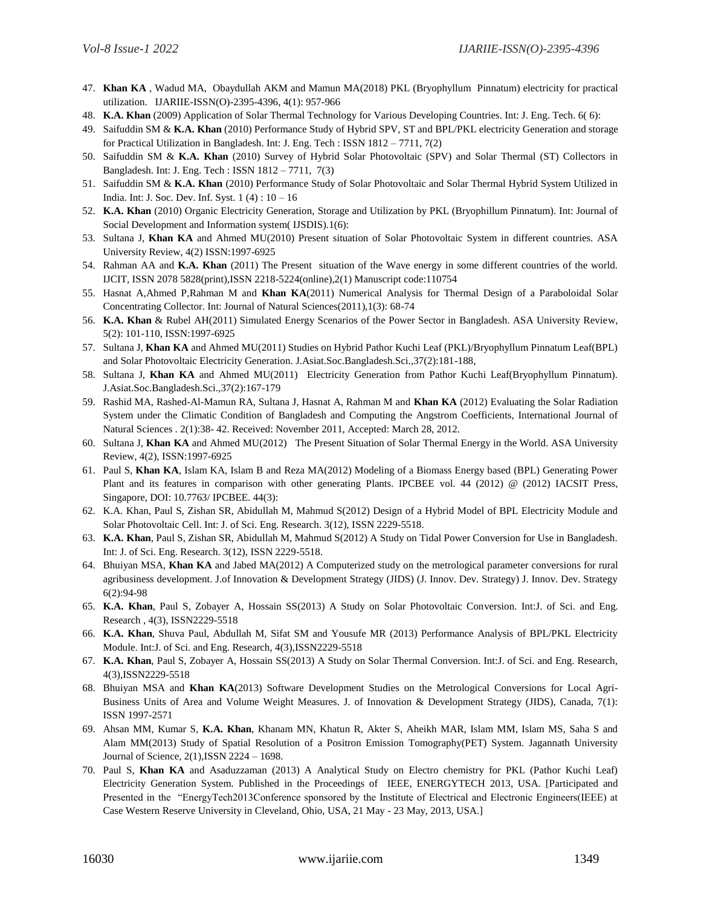47. **Khan KA** , Wadud MA, Obaydullah AKM and Mamun MA(2018) PKL (Bryophyllum Pinnatum) electricity for practical utilization. IJARIIE-ISSN(O)-2395-4396, 4(1): 957-966
48. **K.A. Khan** (2009) Application of Solar Thermal Technology for Various Developing Countries. Int: J. Eng. Tech. 6( 6):
49. Saifuddin SM & **K.A. Khan** (2010) Performance Study of Hybrid SPV, ST and BPL/PKL electricity Generation and storage for Practical Utilization in Bangladesh. Int: J. Eng. Tech : ISSN 1812 – 7711, 7(2)
50. Saifuddin SM & **K.A. Khan** (2010) Survey of Hybrid Solar Photovoltaic (SPV) and Solar Thermal (ST) Collectors in Bangladesh. Int: J. Eng. Tech : ISSN 1812 – 7711, 7(3)
51. Saifuddin SM & **K.A. Khan** (2010) Performance Study of Solar Photovoltaic and Solar Thermal Hybrid System Utilized in India. Int: J. Soc. Dev. Inf. Syst. 1 (4) : 10 – 16
52. **K.A. Khan** (2010) Organic Electricity Generation, Storage and Utilization by PKL (Bryophillum Pinnatum). Int: Journal of Social Development and Information system( IJSDIS).1(6):
53. Sultana J, **Khan KA** and Ahmed MU(2010) Present situation of Solar Photovoltaic System in different countries. ASA University Review, 4(2) ISSN:1997-6925
54. Rahman AA and **K.A. Khan** (2011) The Present situation of the Wave energy in some different countries of the world. IJCIT, ISSN 2078 5828(print),ISSN 2218-5224(online),2(1) Manuscript code:110754
55. Hasnat A,Ahmed P,Rahman M and **Khan KA**(2011) Numerical Analysis for Thermal Design of a Paraboloidal Solar Concentrating Collector. Int: Journal of Natural Sciences(2011),1(3): 68-74
56. **K.A. Khan** & Rubel AH(2011) Simulated Energy Scenarios of the Power Sector in Bangladesh. ASA University Review, 5(2): 101-110, ISSN:1997-6925
57. Sultana J, **Khan KA** and Ahmed MU(2011) Studies on Hybrid Pathor Kuchi Leaf (PKL)/Bryophyllum Pinnatum Leaf(BPL) and Solar Photovoltaic Electricity Generation. J.Asiat.Soc.Bangladesh.Sci.,37(2):181-188,
58. Sultana J, **Khan KA** and Ahmed MU(2011) Electricity Generation from Pathor Kuchi Leaf(Bryophyllum Pinnatum). J.Asiat.Soc.Bangladesh.Sci.,37(2):167-179
59. Rashid MA, Rashed-Al-Mamun RA, Sultana J, Hasnat A, Rahman M and **Khan KA** (2012) Evaluating the Solar Radiation System under the Climatic Condition of Bangladesh and Computing the Angstrom Coefficients, International Journal of Natural Sciences . 2(1):38- 42. Received: November 2011, Accepted: March 28, 2012.
60. Sultana J, **Khan KA** and Ahmed MU(2012) The Present Situation of Solar Thermal Energy in the World. ASA University Review, 4(2), ISSN:1997-6925
61. Paul S, **Khan KA**, Islam KA, Islam B and Reza MA(2012) Modeling of a Biomass Energy based (BPL) Generating Power Plant and its features in comparison with other generating Plants. IPCBEE vol. 44 (2012) @ (2012) IACSIT Press, Singapore, DOI: 10.7763/ IPCBEE. 44(3):
62. K.A. Khan, Paul S, Zishan SR, Abidullah M, Mahmud S(2012) Design of a Hybrid Model of BPL Electricity Module and Solar Photovoltaic Cell. Int: J. of Sci. Eng. Research. 3(12), ISSN 2229-5518.
63. **K.A. Khan**, Paul S, Zishan SR, Abidullah M, Mahmud S(2012) A Study on Tidal Power Conversion for Use in Bangladesh. Int: J. of Sci. Eng. Research. 3(12), ISSN 2229-5518.
64. Bhuiyan MSA, **Khan KA** and Jabed MA(2012) A Computerized study on the metrological parameter conversions for rural agribusiness development. J.of Innovation & Development Strategy (JIDS) (J. Innov. Dev. Strategy) J. Innov. Dev. Strategy 6(2):94-98
65. **K.A. Khan**, Paul S, Zobayer A, Hossain SS(2013) A Study on Solar Photovoltaic Conversion. Int:J. of Sci. and Eng. Research , 4(3), ISSN2229-5518
66. **K.A. Khan**, Shuva Paul, Abdullah M, Sifat SM and Yousufe MR (2013) Performance Analysis of BPL/PKL Electricity Module. Int:J. of Sci. and Eng. Research, 4(3),ISSN2229-5518
67. **K.A. Khan**, Paul S, Zobayer A, Hossain SS(2013) A Study on Solar Thermal Conversion. Int:J. of Sci. and Eng. Research, 4(3),ISSN2229-5518
68. Bhuiyan MSA and **Khan KA**(2013) Software Development Studies on the Metrological Conversions for Local Agri-Business Units of Area and Volume Weight Measures. J. of Innovation & Development Strategy (JIDS), Canada, 7(1): ISSN 1997-2571
69. Ahsan MM, Kumar S, **K.A. Khan**, Khanam MN, Khatun R, Akter S, Aheikh MAR, Islam MM, Islam MS, Saha S and Alam MM(2013) Study of Spatial Resolution of a Positron Emission Tomography(PET) System. Jagannath University Journal of Science, 2(1),ISSN 2224 – 1698.
70. Paul S, **Khan KA** and Asaduzzaman (2013) A Analytical Study on Electro chemistry for PKL (Pathor Kuchi Leaf) Electricity Generation System. Published in the Proceedings of IEEE, ENERGYTECH 2013, USA. [Participated and Presented in the "EnergyTech2013Conference sponsored by the Institute of Electrical and Electronic Engineers(IEEE) at Case Western Reserve University in Cleveland, Ohio, USA, 21 May - 23 May, 2013, USA.]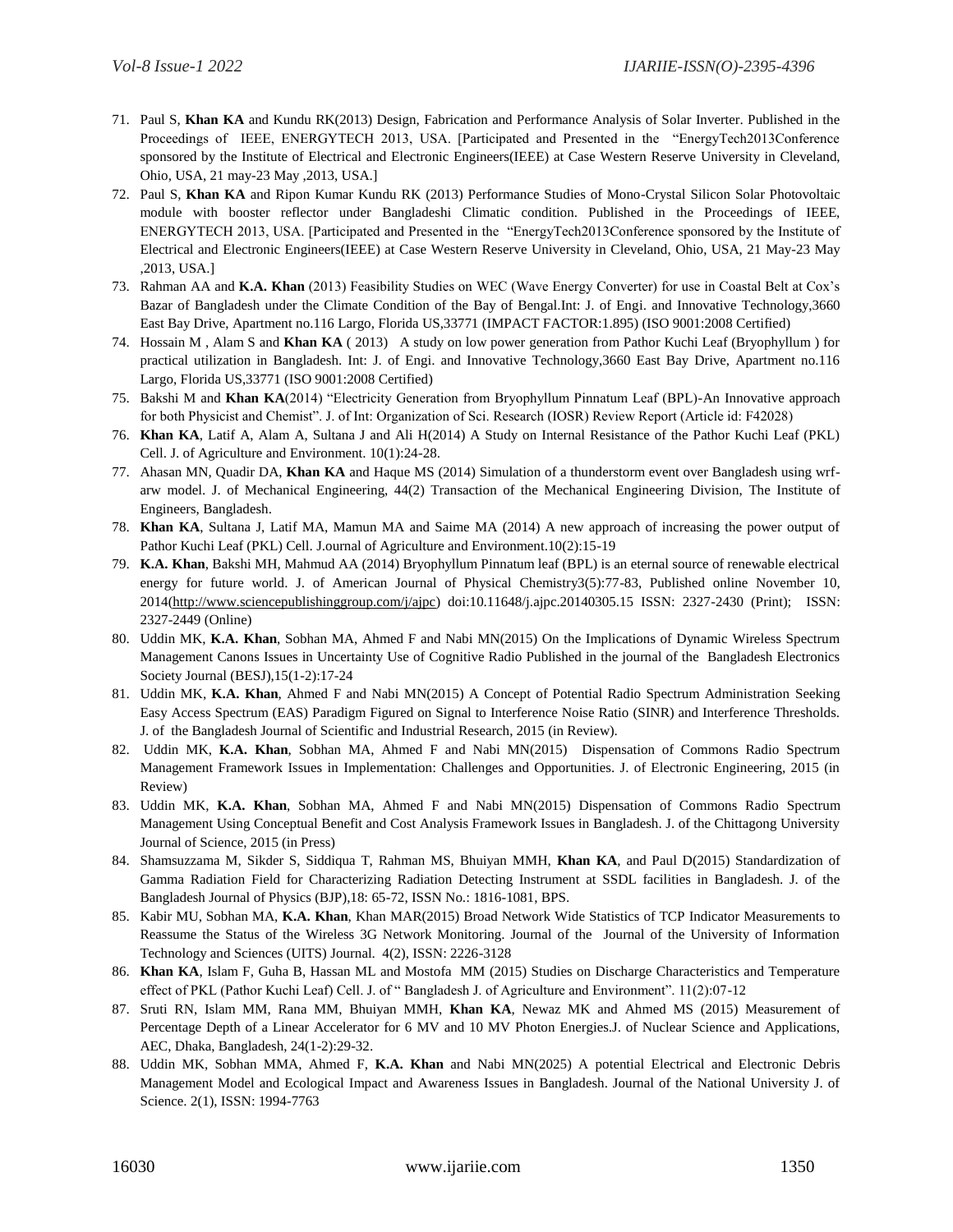71. Paul S, **Khan KA** and Kundu RK(2013) Design, Fabrication and Performance Analysis of Solar Inverter. Published in the Proceedings of IEEE, ENERGYTECH 2013, USA. [Participated and Presented in the "EnergyTech2013Conference sponsored by the Institute of Electrical and Electronic Engineers(IEEE) at Case Western Reserve University in Cleveland, Ohio, USA, 21 may-23 May ,2013, USA.]
72. Paul S, **Khan KA** and Ripon Kumar Kundu RK (2013) Performance Studies of Mono-Crystal Silicon Solar Photovoltaic module with booster reflector under Bangladeshi Climatic condition. Published in the Proceedings of IEEE, ENERGYTECH 2013, USA. [Participated and Presented in the "EnergyTech2013Conference sponsored by the Institute of Electrical and Electronic Engineers(IEEE) at Case Western Reserve University in Cleveland, Ohio, USA, 21 May-23 May ,2013, USA.]
73. Rahman AA and **K.A. Khan** (2013) Feasibility Studies on WEC (Wave Energy Converter) for use in Coastal Belt at Cox's Bazar of Bangladesh under the Climate Condition of the Bay of Bengal.Int: J. of Engi. and Innovative Technology,3660 East Bay Drive, Apartment no.116 Largo, Florida US,33771 (IMPACT FACTOR:1.895) (ISO 9001:2008 Certified)
74. Hossain M , Alam S and **Khan KA** ( 2013) A study on low power generation from Pathor Kuchi Leaf (Bryophyllum ) for practical utilization in Bangladesh. Int: J. of Engi. and Innovative Technology,3660 East Bay Drive, Apartment no.116 Largo, Florida US,33771 (ISO 9001:2008 Certified)
75. Bakshi M and **Khan KA**(2014) "Electricity Generation from Bryophyllum Pinnatum Leaf (BPL)-An Innovative approach for both Physicist and Chemist". J. of Int: Organization of Sci. Research (IOSR) Review Report (Article id: F42028)
76. **Khan KA**, Latif A, Alam A, Sultana J and Ali H(2014) A Study on Internal Resistance of the Pathor Kuchi Leaf (PKL) Cell. J. of Agriculture and Environment. 10(1):24-28.
77. Ahasan MN, Quadir DA, **Khan KA** and Haque MS (2014) Simulation of a thunderstorm event over Bangladesh using wrf-arw model. J. of Mechanical Engineering, 44(2) Transaction of the Mechanical Engineering Division, The Institute of Engineers, Bangladesh.
78. **Khan KA**, Sultana J, Latif MA, Mamun MA and Saime MA (2014) A new approach of increasing the power output of Pathor Kuchi Leaf (PKL) Cell. J.ournal of Agriculture and Environment.10(2):15-19
79. **K.A. Khan**, Bakshi MH, Mahmud AA (2014) Bryophyllum Pinnatum leaf (BPL) is an eternal source of renewable electrical energy for future world. J. of American Journal of Physical Chemistry3(5):77-83, Published online November 10, 2014(http://www.sciencepublishinggroup.com/j/ajpc) doi:10.11648/j.ajpc.20140305.15 ISSN: 2327-2430 (Print); ISSN: 2327-2449 (Online)
80. Uddin MK, **K.A. Khan**, Sobhan MA, Ahmed F and Nabi MN(2015) On the Implications of Dynamic Wireless Spectrum Management Canons Issues in Uncertainty Use of Cognitive Radio Published in the journal of the Bangladesh Electronics Society Journal (BESJ),15(1-2):17-24
81. Uddin MK, **K.A. Khan**, Ahmed F and Nabi MN(2015) A Concept of Potential Radio Spectrum Administration Seeking Easy Access Spectrum (EAS) Paradigm Figured on Signal to Interference Noise Ratio (SINR) and Interference Thresholds. J. of the Bangladesh Journal of Scientific and Industrial Research, 2015 (in Review).
82. Uddin MK, **K.A. Khan**, Sobhan MA, Ahmed F and Nabi MN(2015) Dispensation of Commons Radio Spectrum Management Framework Issues in Implementation: Challenges and Opportunities. J. of Electronic Engineering, 2015 (in Review)
83. Uddin MK, **K.A. Khan**, Sobhan MA, Ahmed F and Nabi MN(2015) Dispensation of Commons Radio Spectrum Management Using Conceptual Benefit and Cost Analysis Framework Issues in Bangladesh. J. of the Chittagong University Journal of Science, 2015 (in Press)
84. Shamsuzzama M, Sikder S, Siddiqua T, Rahman MS, Bhuiyan MMH, **Khan KA**, and Paul D(2015) Standardization of Gamma Radiation Field for Characterizing Radiation Detecting Instrument at SSDL facilities in Bangladesh. J. of the Bangladesh Journal of Physics (BJP),18: 65-72, ISSN No.: 1816-1081, BPS.
85. Kabir MU, Sobhan MA, **K.A. Khan**, Khan MAR(2015) Broad Network Wide Statistics of TCP Indicator Measurements to Reassume the Status of the Wireless 3G Network Monitoring. Journal of the Journal of the University of Information Technology and Sciences (UITS) Journal. 4(2), ISSN: 2226-3128
86. **Khan KA**, Islam F, Guha B, Hassan ML and Mostofa MM (2015) Studies on Discharge Characteristics and Temperature effect of PKL (Pathor Kuchi Leaf) Cell. J. of " Bangladesh J. of Agriculture and Environment". 11(2):07-12
87. Sruti RN, Islam MM, Rana MM, Bhuiyan MMH, **Khan KA**, Newaz MK and Ahmed MS (2015) Measurement of Percentage Depth of a Linear Accelerator for 6 MV and 10 MV Photon Energies.J. of Nuclear Science and Applications, AEC, Dhaka, Bangladesh, 24(1-2):29-32.
88. Uddin MK, Sobhan MMA, Ahmed F, **K.A. Khan** and Nabi MN(2025) A potential Electrical and Electronic Debris Management Model and Ecological Impact and Awareness Issues in Bangladesh. Journal of the National University J. of Science. 2(1), ISSN: 1994-7763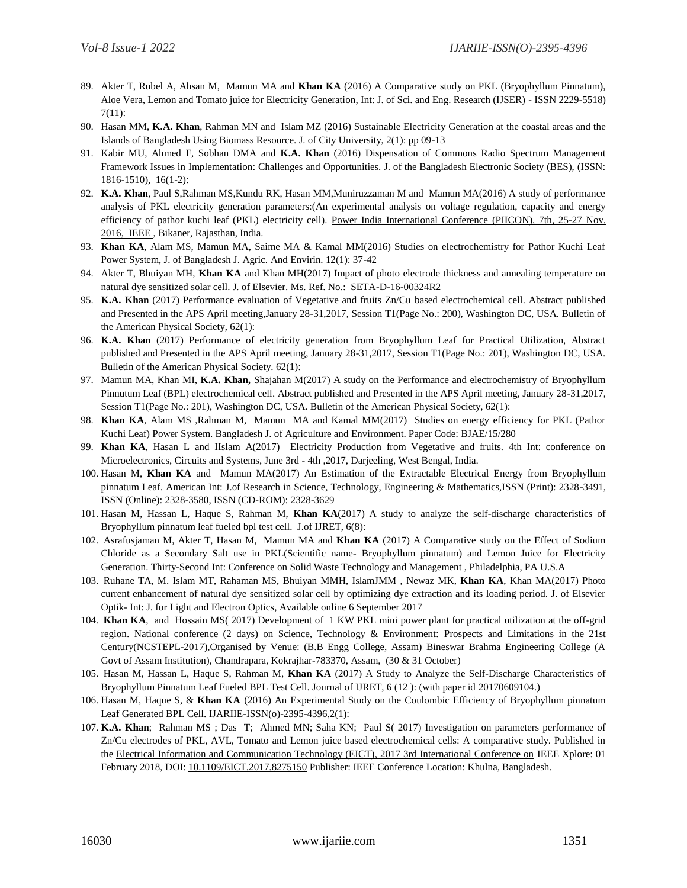89. Akter T, Rubel A, Ahsan M, Mamun MA and **Khan KA** (2016) A Comparative study on PKL (Bryophyllum Pinnatum), Aloe Vera, Lemon and Tomato juice for Electricity Generation, Int: J. of Sci. and Eng. Research (IJSER) - ISSN 2229-5518) 7(11):
90. Hasan MM, **K.A. Khan**, Rahman MN and Islam MZ (2016) Sustainable Electricity Generation at the coastal areas and the Islands of Bangladesh Using Biomass Resource. J. of City University, 2(1): pp 09-13
91. Kabir MU, Ahmed F, Sobhan DMA and **K.A. Khan** (2016) Dispensation of Commons Radio Spectrum Management Framework Issues in Implementation: Challenges and Opportunities. J. of the Bangladesh Electronic Society (BES), (ISSN: 1816-1510), 16(1-2):
92. **K.A. Khan**, Paul S,Rahman MS,Kundu RK, Hasan MM,Muniruzzaman M and Mamun MA(2016) A study of performance analysis of PKL electricity generation parameters:(An experimental analysis on voltage regulation, capacity and energy efficiency of pathor kuchi leaf (PKL) electricity cell). Power India International Conference (PIICON), 7th, 25-27 Nov. 2016, IEEE , Bikaner, Rajasthan, India.
93. **Khan KA**, Alam MS, Mamun MA, Saime MA & Kamal MM(2016) Studies on electrochemistry for Pathor Kuchi Leaf Power System, J. of Bangladesh J. Agric. And Envirin. 12(1): 37-42
94. Akter T, Bhuiyan MH, **Khan KA** and Khan MH(2017) Impact of photo electrode thickness and annealing temperature on natural dye sensitized solar cell. J. of Elsevier. Ms. Ref. No.: SETA-D-16-00324R2
95. **K.A. Khan** (2017) Performance evaluation of Vegetative and fruits Zn/Cu based electrochemical cell. Abstract published and Presented in the APS April meeting,January 28-31,2017, Session T1(Page No.: 200), Washington DC, USA. Bulletin of the American Physical Society, 62(1):
96. **K.A. Khan** (2017) Performance of electricity generation from Bryophyllum Leaf for Practical Utilization, Abstract published and Presented in the APS April meeting, January 28-31,2017, Session T1(Page No.: 201), Washington DC, USA. Bulletin of the American Physical Society. 62(1):
97. Mamun MA, Khan MI, **K.A. Khan,** Shajahan M(2017) A study on the Performance and electrochemistry of Bryophyllum Pinnutum Leaf (BPL) electrochemical cell. Abstract published and Presented in the APS April meeting, January 28-31,2017, Session T1(Page No.: 201), Washington DC, USA. Bulletin of the American Physical Society, 62(1):
98. **Khan KA**, Alam MS ,Rahman M, Mamun MA and Kamal MM(2017) Studies on energy efficiency for PKL (Pathor Kuchi Leaf) Power System. Bangladesh J. of Agriculture and Environment. Paper Code: BJAE/15/280
99. **Khan KA**, Hasan L and IIslam A(2017) Electricity Production from Vegetative and fruits. 4th Int: conference on Microelectronics, Circuits and Systems, June 3rd - 4th ,2017, Darjeeling, West Bengal, India.
100. Hasan M, **Khan KA** and Mamun MA(2017) An Estimation of the Extractable Electrical Energy from Bryophyllum pinnatum Leaf. American Int: J.of Research in Science, Technology, Engineering & Mathematics,ISSN (Print): 2328-3491, ISSN (Online): 2328-3580, ISSN (CD-ROM): 2328-3629
101. Hasan M, Hassan L, Haque S, Rahman M, **Khan KA**(2017) A study to analyze the self-discharge characteristics of Bryophyllum pinnatum leaf fueled bpl test cell. J.of IJRET, 6(8):
102. Asrafusjaman M, Akter T, Hasan M, Mamun MA and **Khan KA** (2017) A Comparative study on the Effect of Sodium Chloride as a Secondary Salt use in PKL(Scientific name- Bryophyllum pinnatum) and Lemon Juice for Electricity Generation. Thirty-Second Int: Conference on Solid Waste Technology and Management , Philadelphia, PA U.S.A
103. Ruhane TA, M. Islam MT, Rahaman MS, Bhuiyan MMH, IslamJMM , Newaz MK, **Khan KA**, Khan MA(2017) Photo current enhancement of natural dye sensitized solar cell by optimizing dye extraction and its loading period. J. of Elsevier Optik- Int: J. for Light and Electron Optics, Available online 6 September 2017
104. **Khan KA**, and Hossain MS( 2017) Development of 1 KW PKL mini power plant for practical utilization at the off-grid region. National conference (2 days) on Science, Technology & Environment: Prospects and Limitations in the 21st Century(NCSTEPL-2017),Organised by Venue: (B.B Engg College, Assam) Bineswar Brahma Engineering College (A Govt of Assam Institution), Chandrapara, Kokrajhar-783370, Assam, (30 & 31 October)
105. Hasan M, Hassan L, Haque S, Rahman M, **Khan KA** (2017) A Study to Analyze the Self-Discharge Characteristics of Bryophyllum Pinnatum Leaf Fueled BPL Test Cell. Journal of IJRET, 6 (12 ): (with paper id 20170609104.)
106. Hasan M, Haque S, & **Khan KA** (2016) An Experimental Study on the Coulombic Efficiency of Bryophyllum pinnatum Leaf Generated BPL Cell. IJARIIE-ISSN(o)-2395-4396,2(1):
107. **K.A. Khan**; Rahman MS ; Das T; Ahmed MN; Saha KN; Paul S( 2017) Investigation on parameters performance of Zn/Cu electrodes of PKL, AVL, Tomato and Lemon juice based electrochemical cells: A comparative study. Published in the Electrical Information and Communication Technology (EICT), 2017 3rd International Conference on IEEE Xplore: 01 February 2018, DOI: 10.1109/EICT.2017.8275150 Publisher: IEEE Conference Location: Khulna, Bangladesh.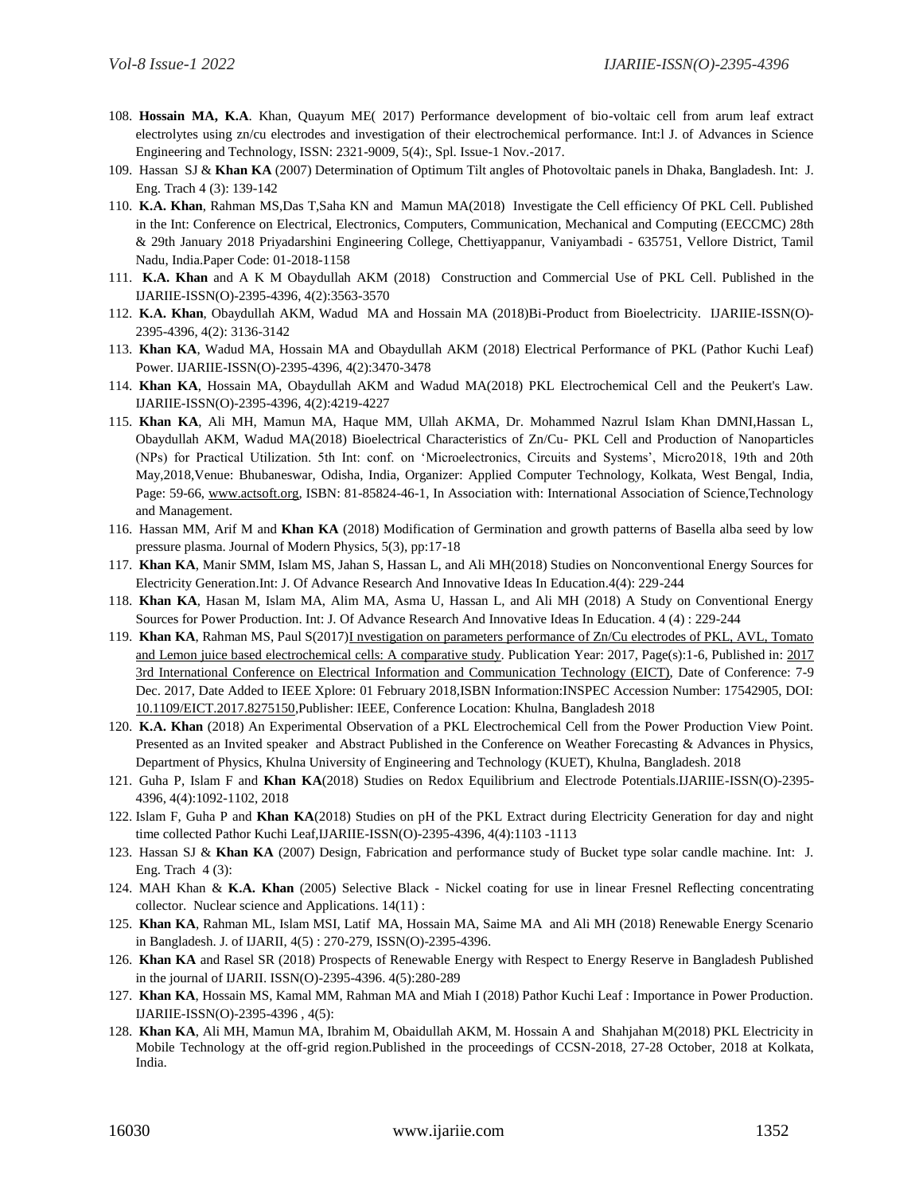108. **Hossain MA, K.A**. Khan, Quayum ME( 2017) Performance development of bio-voltaic cell from arum leaf extract electrolytes using zn/cu electrodes and investigation of their electrochemical performance. Int:l J. of Advances in Science Engineering and Technology, ISSN: 2321-9009, 5(4):, Spl. Issue-1 Nov.-2017.
109. Hassan SJ & **Khan KA** (2007) Determination of Optimum Tilt angles of Photovoltaic panels in Dhaka, Bangladesh. Int: J. Eng. Trach 4 (3): 139-142
110. **K.A. Khan**, Rahman MS,Das T,Saha KN and Mamun MA(2018) Investigate the Cell efficiency Of PKL Cell. Published in the Int: Conference on Electrical, Electronics, Computers, Communication, Mechanical and Computing (EECCMC) 28th & 29th January 2018 Priyadarshini Engineering College, Chettiyappanur, Vaniyambadi - 635751, Vellore District, Tamil Nadu, India.Paper Code: 01-2018-1158
111. **K.A. Khan** and A K M Obaydullah AKM (2018) Construction and Commercial Use of PKL Cell. Published in the IJARIIE-ISSN(O)-2395-4396, 4(2):3563-3570
112. **K.A. Khan**, Obaydullah AKM, Wadud MA and Hossain MA (2018)Bi-Product from Bioelectricity. IJARIIE-ISSN(O)-2395-4396, 4(2): 3136-3142
113. **Khan KA**, Wadud MA, Hossain MA and Obaydullah AKM (2018) Electrical Performance of PKL (Pathor Kuchi Leaf) Power. IJARIIE-ISSN(O)-2395-4396, 4(2):3470-3478
114. **Khan KA**, Hossain MA, Obaydullah AKM and Wadud MA(2018) PKL Electrochemical Cell and the Peukert's Law. IJARIIE-ISSN(O)-2395-4396, 4(2):4219-4227
115. **Khan KA**, Ali MH, Mamun MA, Haque MM, Ullah AKMA, Dr. Mohammed Nazrul Islam Khan DMNI,Hassan L, Obaydullah AKM, Wadud MA(2018) Bioelectrical Characteristics of Zn/Cu- PKL Cell and Production of Nanoparticles (NPs) for Practical Utilization. 5th Int: conf. on 'Microelectronics, Circuits and Systems', Micro2018, 19th and 20th May,2018,Venue: Bhubaneswar, Odisha, India, Organizer: Applied Computer Technology, Kolkata, West Bengal, India, Page: 59-66, www.actsoft.org, ISBN: 81-85824-46-1, In Association with: International Association of Science,Technology and Management.
116. Hassan MM, Arif M and **Khan KA** (2018) Modification of Germination and growth patterns of Basella alba seed by low pressure plasma. Journal of Modern Physics, 5(3), pp:17-18
117. **Khan KA**, Manir SMM, Islam MS, Jahan S, Hassan L, and Ali MH(2018) Studies on Nonconventional Energy Sources for Electricity Generation.Int: J. Of Advance Research And Innovative Ideas In Education.4(4): 229-244
118. **Khan KA**, Hasan M, Islam MA, Alim MA, Asma U, Hassan L, and Ali MH (2018) A Study on Conventional Energy Sources for Power Production. Int: J. Of Advance Research And Innovative Ideas In Education. 4 (4) : 229-244
119. **Khan KA**, Rahman MS, Paul S(2017)I nvestigation on parameters performance of Zn/Cu electrodes of PKL, AVL, Tomato and Lemon juice based electrochemical cells: A comparative study. Publication Year: 2017, Page(s):1-6, Published in: 2017 3rd International Conference on Electrical Information and Communication Technology (EICT), Date of Conference: 7-9 Dec. 2017, Date Added to IEEE Xplore: 01 February 2018,ISBN Information:INSPEC Accession Number: 17542905, DOI: 10.1109/EICT.2017.8275150,Publisher: IEEE, Conference Location: Khulna, Bangladesh 2018
120. **K.A. Khan** (2018) An Experimental Observation of a PKL Electrochemical Cell from the Power Production View Point. Presented as an Invited speaker and Abstract Published in the Conference on Weather Forecasting & Advances in Physics, Department of Physics, Khulna University of Engineering and Technology (KUET), Khulna, Bangladesh. 2018
121. Guha P, Islam F and **Khan KA**(2018) Studies on Redox Equilibrium and Electrode Potentials.IJARIIE-ISSN(O)-2395-4396, 4(4):1092-1102, 2018
122. Islam F, Guha P and **Khan KA**(2018) Studies on pH of the PKL Extract during Electricity Generation for day and night time collected Pathor Kuchi Leaf,IJARIIE-ISSN(O)-2395-4396, 4(4):1103 -1113
123. Hassan SJ & **Khan KA** (2007) Design, Fabrication and performance study of Bucket type solar candle machine. Int: J. Eng. Trach 4 (3):
124. MAH Khan & **K.A. Khan** (2005) Selective Black - Nickel coating for use in linear Fresnel Reflecting concentrating collector. Nuclear science and Applications. 14(11) :
125. **Khan KA**, Rahman ML, Islam MSI, Latif MA, Hossain MA, Saime MA and Ali MH (2018) Renewable Energy Scenario in Bangladesh. J. of IJARII, 4(5) : 270-279, ISSN(O)-2395-4396.
126. **Khan KA** and Rasel SR (2018) Prospects of Renewable Energy with Respect to Energy Reserve in Bangladesh Published in the journal of IJARII. ISSN(O)-2395-4396. 4(5):280-289
127. **Khan KA**, Hossain MS, Kamal MM, Rahman MA and Miah I (2018) Pathor Kuchi Leaf : Importance in Power Production. IJARIIE-ISSN(O)-2395-4396 , 4(5):
128. **Khan KA**, Ali MH, Mamun MA, Ibrahim M, Obaidullah AKM, M. Hossain A and Shahjahan M(2018) PKL Electricity in Mobile Technology at the off-grid region.Published in the proceedings of CCSN-2018, 27-28 October, 2018 at Kolkata, India.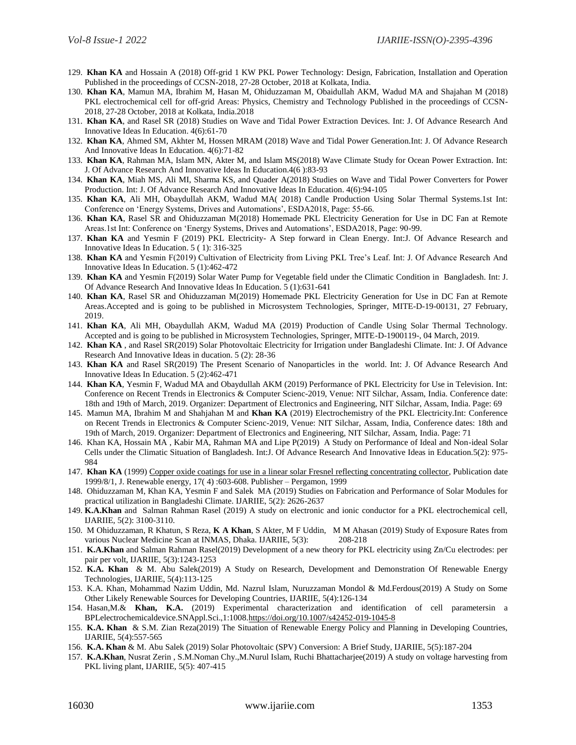129. **Khan KA** and Hossain A (2018) Off-grid 1 KW PKL Power Technology: Design, Fabrication, Installation and Operation Published in the proceedings of CCSN-2018, 27-28 October, 2018 at Kolkata, India.
130. **Khan KA**, Mamun MA, Ibrahim M, Hasan M, Ohiduzzaman M, Obaidullah AKM, Wadud MA and Shajahan M (2018) PKL electrochemical cell for off-grid Areas: Physics, Chemistry and Technology Published in the proceedings of CCSN-2018, 27-28 October, 2018 at Kolkata, India.2018
131. **Khan KA**, and Rasel SR (2018) Studies on Wave and Tidal Power Extraction Devices. Int: J. Of Advance Research And Innovative Ideas In Education. 4(6):61-70
132. **Khan KA**, Ahmed SM, Akhter M, Hossen MRAM (2018) Wave and Tidal Power Generation.Int: J. Of Advance Research And Innovative Ideas In Education. 4(6):71-82
133. **Khan KA**, Rahman MA, Islam MN, Akter M, and Islam MS(2018) Wave Climate Study for Ocean Power Extraction. Int: J. Of Advance Research And Innovative Ideas In Education.4(6 ):83-93
134. **Khan KA**, Miah MS, Ali MI, Sharma KS, and Quader A(2018) Studies on Wave and Tidal Power Converters for Power Production. Int: J. Of Advance Research And Innovative Ideas In Education. 4(6):94-105
135. **Khan KA**, Ali MH, Obaydullah AKM, Wadud MA( 2018) Candle Production Using Solar Thermal Systems.1st Int: Conference on 'Energy Systems, Drives and Automations', ESDA2018, Page: 55-66.
136. **Khan KA**, Rasel SR and Ohiduzzaman M(2018) Homemade PKL Electricity Generation for Use in DC Fan at Remote Areas.1st Int: Conference on 'Energy Systems, Drives and Automations', ESDA2018, Page: 90-99.
137. **Khan KA** and Yesmin F (2019) PKL Electricity- A Step forward in Clean Energy. Int:J. Of Advance Research and Innovative Ideas In Education. 5 ( 1): 316-325
138. **Khan KA** and Yesmin F(2019) Cultivation of Electricity from Living PKL Tree's Leaf. Int: J. Of Advance Research And Innovative Ideas In Education. 5 (1):462-472
139. **Khan KA** and Yesmin F(2019) Solar Water Pump for Vegetable field under the Climatic Condition in Bangladesh. Int: J. Of Advance Research And Innovative Ideas In Education. 5 (1):631-641
140. **Khan KA**, Rasel SR and Ohiduzzaman M(2019) Homemade PKL Electricity Generation for Use in DC Fan at Remote Areas.Accepted and is going to be published in Microsystem Technologies, Springer, MITE-D-19-00131, 27 February, 2019.
141. **Khan KA**, Ali MH, Obaydullah AKM, Wadud MA (2019) Production of Candle Using Solar Thermal Technology. Accepted and is going to be published in Microsystem Technologies, Springer, MITE-D-1900119-, 04 March, 2019.
142. **Khan KA** , and Rasel SR(2019) Solar Photovoltaic Electricity for Irrigation under Bangladeshi Climate. Int: J. Of Advance Research And Innovative Ideas in ducation. 5 (2): 28-36
143. **Khan KA** and Rasel SR(2019) The Present Scenario of Nanoparticles in the world. Int: J. Of Advance Research And Innovative Ideas In Education. 5 (2):462-471
144. **Khan KA**, Yesmin F, Wadud MA and Obaydullah AKM (2019) Performance of PKL Electricity for Use in Television. Int: Conference on Recent Trends in Electronics & Computer Scienc-2019, Venue: NIT Silchar, Assam, India. Conference date: 18th and 19th of March, 2019. Organizer: Department of Electronics and Engineering, NIT Silchar, Assam, India. Page: 69
145. Mamun MA, Ibrahim M and Shahjahan M and **Khan KA** (2019) Electrochemistry of the PKL Electricity.Int: Conference on Recent Trends in Electronics & Computer Scienc-2019, Venue: NIT Silchar, Assam, India, Conference dates: 18th and 19th of March, 2019. Organizer: Department of Electronics and Engineering, NIT Silchar, Assam, India. Page: 71
146. Khan KA, Hossain MA , Kabir MA, Rahman MA and Lipe P(2019) A Study on Performance of Ideal and Non-ideal Solar Cells under the Climatic Situation of Bangladesh. Int:J. Of Advance Research And Innovative Ideas in Education.5(2): 975-984
147. **Khan KA** (1999) Copper oxide coatings for use in a linear solar Fresnel reflecting concentrating collector, Publication date 1999/8/1, J. Renewable energy, 17( 4) :603-608. Publisher – Pergamon, 1999
148. Ohiduzzaman M, Khan KA, Yesmin F and Salek MA (2019) Studies on Fabrication and Performance of Solar Modules for practical utilization in Bangladeshi Climate. IJARIIE, 5(2): 2626-2637
149. **K.A.Khan** and Salman Rahman Rasel (2019) A study on electronic and ionic conductor for a PKL electrochemical cell, IJARIIE, 5(2): 3100-3110.
150. M Ohiduzzaman, R Khatun, S Reza, **K A Khan**, S Akter, M F Uddin, M M Ahasan (2019) Study of Exposure Rates from various Nuclear Medicine Scan at INMAS, Dhaka. IJARIIE, 5(3): 208-218
151. **K.A.Khan** and Salman Rahman Rasel(2019) Development of a new theory for PKL electricity using Zn/Cu electrodes: per pair per volt, IJARIIE, 5(3):1243-1253
152. **K.A. Khan** & M. Abu Salek(2019) A Study on Research, Development and Demonstration Of Renewable Energy Technologies, IJARIIE, 5(4):113-125
153. K.A. Khan, Mohammad Nazim Uddin, Md. Nazrul Islam, Nuruzzaman Mondol & Md.Ferdous(2019) A Study on Some Other Likely Renewable Sources for Developing Countries, IJARIIE, 5(4):126-134
154. Hasan,M.& **Khan, K.A.** (2019) Experimental characterization and identification of cell parametersin a BPLelectrochemicaldevice.SNAppl.Sci.,1:1008.https://doi.org/10.1007/s42452-019-1045-8
155. **K.A. Khan** & S.M. Zian Reza(2019) The Situation of Renewable Energy Policy and Planning in Developing Countries, IJARIIE, 5(4):557-565
156. **K.A. Khan** & M. Abu Salek (2019) Solar Photovoltaic (SPV) Conversion: A Brief Study, IJARIIE, 5(5):187-204
157. **K.A.Khan**, Nusrat Zerin , S.M.Noman Chy.,M.Nurul Islam, Ruchi Bhattacharjee(2019) A study on voltage harvesting from PKL living plant, IJARIIE, 5(5): 407-415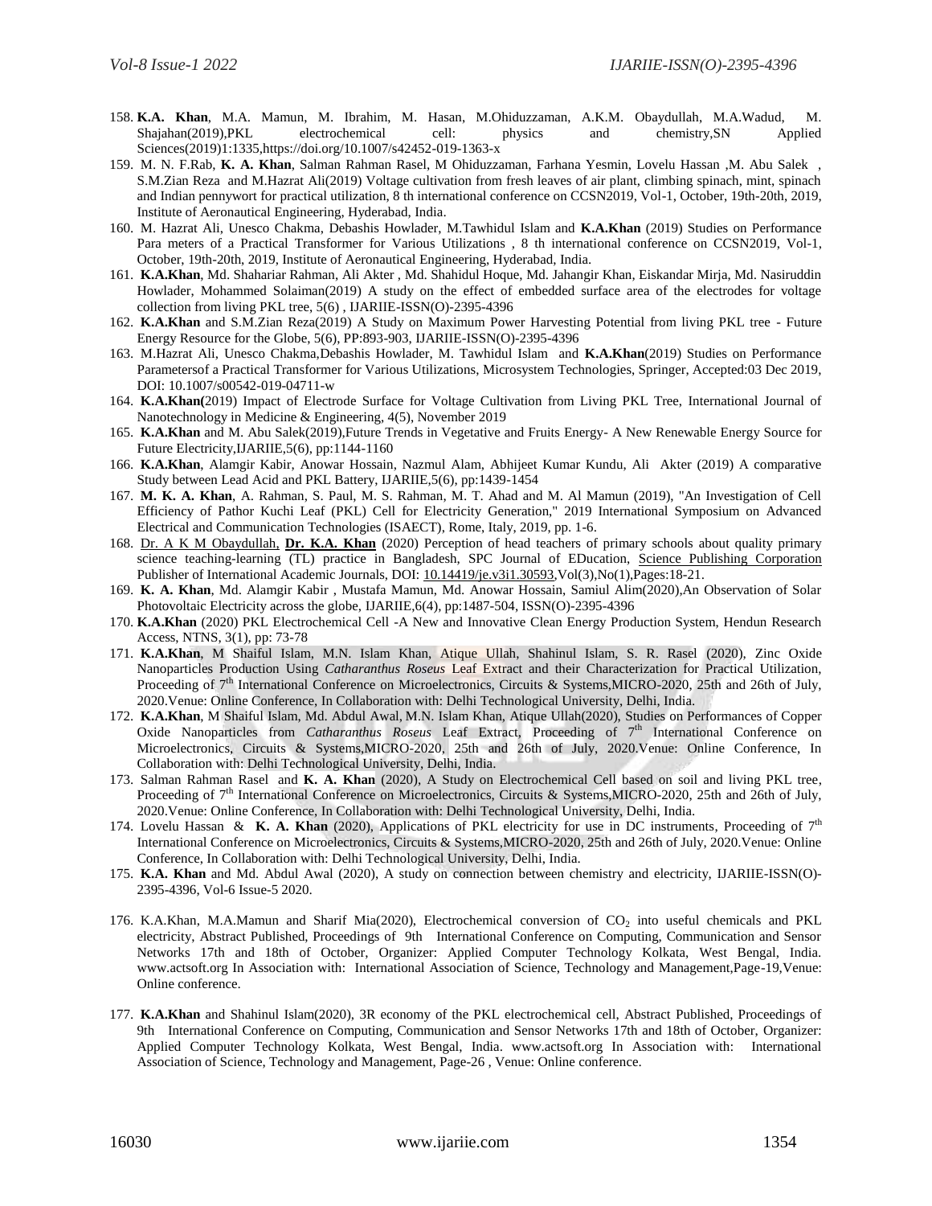158. **K.A. Khan**, M.A. Mamun, M. Ibrahim, M. Hasan, M.Ohiduzzaman, A.K.M. Obaydullah, M.A.Wadud, M. Shajahan(2019),PKL electrochemical cell: physics and chemistry,SN Applied Sciences(2019)1:1335,https://doi.org/10.1007/s42452-019-1363-x
159. M. N. F.Rab, **K. A. Khan**, Salman Rahman Rasel, M Ohiduzzaman, Farhana Yesmin, Lovelu Hassan ,M. Abu Salek , S.M.Zian Reza and M.Hazrat Ali(2019) Voltage cultivation from fresh leaves of air plant, climbing spinach, mint, spinach and Indian pennywort for practical utilization, 8 th international conference on CCSN2019, Vol-1, October, 19th-20th, 2019, Institute of Aeronautical Engineering, Hyderabad, India.
160. M. Hazrat Ali, Unesco Chakma, Debashis Howlader, M.Tawhidul Islam and **K.A.Khan** (2019) Studies on Performance Para meters of a Practical Transformer for Various Utilizations , 8 th international conference on CCSN2019, Vol-1, October, 19th-20th, 2019, Institute of Aeronautical Engineering, Hyderabad, India.
161. **K.A.Khan**, Md. Shahariar Rahman, Ali Akter , Md. Shahidul Hoque, Md. Jahangir Khan, Eiskandar Mirja, Md. Nasiruddin Howlader, Mohammed Solaiman(2019) A study on the effect of embedded surface area of the electrodes for voltage collection from living PKL tree, 5(6) , IJARIIE-ISSN(O)-2395-4396
162. **K.A.Khan** and S.M.Zian Reza(2019) A Study on Maximum Power Harvesting Potential from living PKL tree - Future Energy Resource for the Globe, 5(6), PP:893-903, IJARIIE-ISSN(O)-2395-4396
163. M.Hazrat Ali, Unesco Chakma,Debashis Howlader, M. Tawhidul Islam and **K.A.Khan**(2019) Studies on Performance Parametersof a Practical Transformer for Various Utilizations, Microsystem Technologies, Springer, Accepted:03 Dec 2019, DOI: 10.1007/s00542-019-04711-w
164. **K.A.Khan(**2019) Impact of Electrode Surface for Voltage Cultivation from Living PKL Tree, International Journal of Nanotechnology in Medicine & Engineering, 4(5), November 2019
165. **K.A.Khan** and M. Abu Salek(2019),Future Trends in Vegetative and Fruits Energy- A New Renewable Energy Source for Future Electricity,IJARIIE,5(6), pp:1144-1160
166. **K.A.Khan**, Alamgir Kabir, Anowar Hossain, Nazmul Alam, Abhijeet Kumar Kundu, Ali Akter (2019) A comparative Study between Lead Acid and PKL Battery, IJARIIE,5(6), pp:1439-1454
167. **M. K. A. Khan**, A. Rahman, S. Paul, M. S. Rahman, M. T. Ahad and M. Al Mamun (2019), "An Investigation of Cell Efficiency of Pathor Kuchi Leaf (PKL) Cell for Electricity Generation," 2019 International Symposium on Advanced Electrical and Communication Technologies (ISAECT), Rome, Italy, 2019, pp. 1-6.
168. Dr. A K M Obaydullah, **Dr. K.A. Khan** (2020) Perception of head teachers of primary schools about quality primary science teaching-learning (TL) practice in Bangladesh, SPC Journal of EDucation, Science Publishing Corporation Publisher of International Academic Journals, DOI: 10.14419/je.v3i1.30593,Vol(3),No(1),Pages:18-21.
169. **K. A. Khan**, Md. Alamgir Kabir , Mustafa Mamun, Md. Anowar Hossain, Samiul Alim(2020),An Observation of Solar Photovoltaic Electricity across the globe, IJARIIE,6(4), pp:1487-504, ISSN(O)-2395-4396
170. **K.A.Khan** (2020) PKL Electrochemical Cell -A New and Innovative Clean Energy Production System, Hendun Research Access, NTNS, 3(1), pp: 73-78
171. **K.A.Khan**, M Shaiful Islam, M.N. Islam Khan, Atique Ullah, Shahinul Islam, S. R. Rasel (2020), Zinc Oxide Nanoparticles Production Using *Catharanthus Roseus* Leaf Extract and their Characterization for Practical Utilization, Proceeding of 7th International Conference on Microelectronics, Circuits & Systems,MICRO-2020, 25th and 26th of July, 2020.Venue: Online Conference, In Collaboration with: Delhi Technological University, Delhi, India.
172. **K.A.Khan**, M Shaiful Islam, Md. Abdul Awal, M.N. Islam Khan, Atique Ullah(2020), Studies on Performances of Copper Oxide Nanoparticles from *Catharanthus Roseus* Leaf Extract, Proceeding of 7th International Conference on Microelectronics, Circuits & Systems,MICRO-2020, 25th and 26th of July, 2020.Venue: Online Conference, In Collaboration with: Delhi Technological University, Delhi, India.
173. Salman Rahman Rasel and **K. A. Khan** (2020), A Study on Electrochemical Cell based on soil and living PKL tree, Proceeding of 7th International Conference on Microelectronics, Circuits & Systems,MICRO-2020, 25th and 26th of July, 2020.Venue: Online Conference, In Collaboration with: Delhi Technological University, Delhi, India.
174. Lovelu Hassan & **K. A. Khan** (2020), Applications of PKL electricity for use in DC instruments, Proceeding of 7th International Conference on Microelectronics, Circuits & Systems,MICRO-2020, 25th and 26th of July, 2020.Venue: Online Conference, In Collaboration with: Delhi Technological University, Delhi, India.
175. **K.A. Khan** and Md. Abdul Awal (2020), A study on connection between chemistry and electricity, IJARIIE-ISSN(O)-2395-4396, Vol-6 Issue-5 2020.
176. K.A.Khan, M.A.Mamun and Sharif Mia(2020), Electrochemical conversion of $CO_2$ into useful chemicals and PKL electricity, Abstract Published, Proceedings of 9th International Conference on Computing, Communication and Sensor Networks 17th and 18th of October, Organizer: Applied Computer Technology Kolkata, West Bengal, India. www.actsoft.org In Association with: International Association of Science, Technology and Management,Page-19,Venue: Online conference.
177. **K.A.Khan** and Shahinul Islam(2020), 3R economy of the PKL electrochemical cell, Abstract Published, Proceedings of 9th International Conference on Computing, Communication and Sensor Networks 17th and 18th of October, Organizer: Applied Computer Technology Kolkata, West Bengal, India. www.actsoft.org In Association with: International Association of Science, Technology and Management, Page-26 , Venue: Online conference.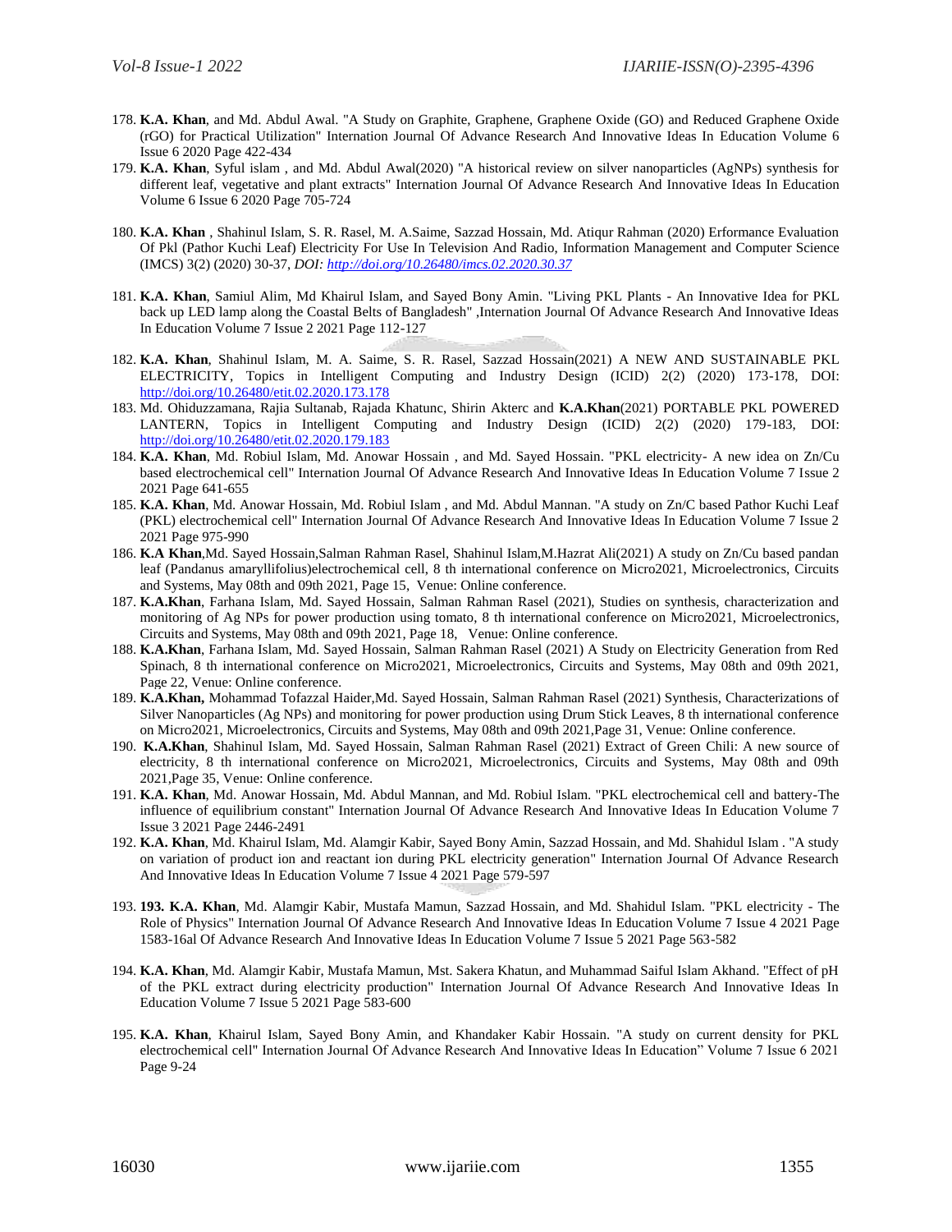178. **K.A. Khan**, and Md. Abdul Awal. "A Study on Graphite, Graphene, Graphene Oxide (GO) and Reduced Graphene Oxide (rGO) for Practical Utilization" International Journal Of Advance Research And Innovative Ideas In Education Volume 6 Issue 6 2020 Page 422-434
179. **K.A. Khan**, Syful islam , and Md. Abdul Awal(2020) "A historical review on silver nanoparticles (AgNPs) synthesis for different leaf, vegetative and plant extracts" International Journal Of Advance Research And Innovative Ideas In Education Volume 6 Issue 6 2020 Page 705-724
180. **K.A. Khan** , Shahinul Islam, S. R. Rasel, M. A.Saime, Sazzad Hossain, Md. Atiqur Rahman (2020) Erformance Evaluation Of Pkl (Pathor Kuchi Leaf) Electricity For Use In Television And Radio, Information Management and Computer Science (IMCS) 3(2) (2020) 30-37, *DOI: [http://doi.org/10.26480/imcs.02.2020.30.37](http://doi.org/10.26480/imcs.02.2020.30.37)*
181. **K.A. Khan**, Samiul Alim, Md Khairul Islam, and Sayed Bony Amin. "Living PKL Plants - An Innovative Idea for PKL back up LED lamp along the Coastal Belts of Bangladesh" ,Internation Journal Of Advance Research And Innovative Ideas In Education Volume 7 Issue 2 2021 Page 112-127
182. **K.A. Khan**, Shahinul Islam, M. A. Saime, S. R. Rasel, Sazzad Hossain(2021) A NEW AND SUSTAINABLE PKL ELECTRICITY, Topics in Intelligent Computing and Industry Design (ICID) 2(2) (2020) 173-178, DOI: [http://doi.org/10.26480/etit.02.2020.173.178](http://doi.org/10.26480/etit.02.2020.173.178)
183. Md. Ohiduzzamana, Rajia Sultanab, Rajada Khatunc, Shirin Akterc and **K.A.Khan**(2021) PORTABLE PKL POWERED LANTERN, Topics in Intelligent Computing and Industry Design (ICID) 2(2) (2020) 179-183, DOI: [http://doi.org/10.26480/etit.02.2020.179.183](http://doi.org/10.26480/etit.02.2020.179.183)
184. **K.A. Khan**, Md. Robiul Islam, Md. Anowar Hossain , and Md. Sayed Hossain. "PKL electricity- A new idea on Zn/Cu based electrochemical cell" Internation Journal Of Advance Research And Innovative Ideas In Education Volume 7 Issue 2 2021 Page 641-655
185. **K.A. Khan**, Md. Anowar Hossain, Md. Robiul Islam , and Md. Abdul Mannan. "A study on Zn/C based Pathor Kuchi Leaf (PKL) electrochemical cell" Internation Journal Of Advance Research And Innovative Ideas In Education Volume 7 Issue 2 2021 Page 975-990
186. **K.A Khan**,Md. Sayed Hossain,Salman Rahman Rasel, Shahinul Islam,M.Hazrat Ali(2021) A study on Zn/Cu based pandan leaf (Pandanus amaryllifolius)electrochemical cell, 8 th international conference on Micro2021, Microelectronics, Circuits and Systems, May 08th and 09th 2021, Page 15, Venue: Online conference.
187. **K.A.Khan**, Farhana Islam, Md. Sayed Hossain, Salman Rahman Rasel (2021), Studies on synthesis, characterization and monitoring of Ag NPs for power production using tomato, 8 th international conference on Micro2021, Microelectronics, Circuits and Systems, May 08th and 09th 2021, Page 18, Venue: Online conference.
188. **K.A.Khan**, Farhana Islam, Md. Sayed Hossain, Salman Rahman Rasel (2021) A Study on Electricity Generation from Red Spinach, 8 th international conference on Micro2021, Microelectronics, Circuits and Systems, May 08th and 09th 2021, Page 22, Venue: Online conference.
189. **K.A.Khan,** Mohammad Tofazzal Haider,Md. Sayed Hossain, Salman Rahman Rasel (2021) Synthesis, Characterizations of Silver Nanoparticles (Ag NPs) and monitoring for power production using Drum Stick Leaves, 8 th international conference on Micro2021, Microelectronics, Circuits and Systems, May 08th and 09th 2021,Page 31, Venue: Online conference.
190. **K.A.Khan**, Shahinul Islam, Md. Sayed Hossain, Salman Rahman Rasel (2021) Extract of Green Chili: A new source of electricity, 8 th international conference on Micro2021, Microelectronics, Circuits and Systems, May 08th and 09th 2021,Page 35, Venue: Online conference.
191. **K.A. Khan**, Md. Anowar Hossain, Md. Abdul Mannan, and Md. Robiul Islam. "PKL electrochemical cell and battery-The influence of equilibrium constant" International Journal Of Advance Research And Innovative Ideas In Education Volume 7 Issue 3 2021 Page 2446-2491
192. **K.A. Khan**, Md. Khairul Islam, Md. Alamgir Kabir, Sayed Bony Amin, Sazzad Hossain, and Md. Shahidul Islam . "A study on variation of product ion and reactant ion during PKL electricity generation" International Journal Of Advance Research And Innovative Ideas In Education Volume 7 Issue 4 2021 Page 579-597
193. **193. K.A. Khan**, Md. Alamgir Kabir, Mustafa Mamun, Sazzad Hossain, and Md. Shahidul Islam. "PKL electricity - The Role of Physics" International Journal Of Advance Research And Innovative Ideas In Education Volume 7 Issue 4 2021 Page 1583-16al Of Advance Research And Innovative Ideas In Education Volume 7 Issue 5 2021 Page 563-582
194. **K.A. Khan**, Md. Alamgir Kabir, Mustafa Mamun, Mst. Sakera Khatun, and Muhammad Saiful Islam Akhand. "Effect of pH of the PKL extract during electricity production" International Journal Of Advance Research And Innovative Ideas In Education Volume 7 Issue 5 2021 Page 583-600
195. **K.A. Khan**, Khairul Islam, Sayed Bony Amin, and Khandaker Kabir Hossain. "A study on current density for PKL electrochemical cell" International Journal Of Advance Research And Innovative Ideas In Education" Volume 7 Issue 6 2021 Page 9-24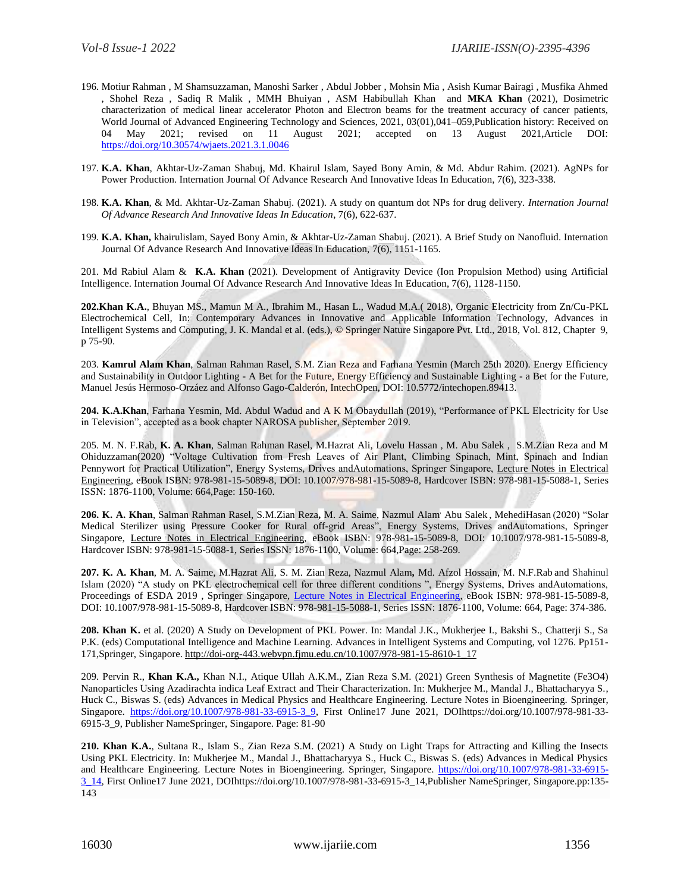196. Motiur Rahman , M Shamsuzzaman, Manoshi Sarker , Abdul Jobber , Mohsin Mia , Asish Kumar Bairagi , Musfika Ahmed , Shohel Reza , Sadiq R Malik , MMH Bhuiyan , ASM Habibullah Khan and **MKA Khan** (2021), Dosimetric characterization of medical linear accelerator Photon and Electron beams for the treatment accuracy of cancer patients, World Journal of Advanced Engineering Technology and Sciences, 2021, 03(01),041–059,Publication history: Received on 04 May 2021; revised on 11 August 2021; accepted on 13 August 2021,Article DOI: https://doi.org/10.30574/wjaets.2021.3.1.0046

197. **K.A. Khan**, Akhtar-Uz-Zaman Shabuj, Md. Khairul Islam, Sayed Bony Amin, & Md. Abdur Rahim. (2021). AgNPs for Power Production. International Journal Of Advance Research And Innovative Ideas In Education, 7(6), 323-338.

198. **K.A. Khan**, & Md. Akhtar-Uz-Zaman Shabuj. (2021). A study on quantum dot NPs for drug delivery. *Internation Journal Of Advance Research And Innovative Ideas In Education*, 7(6), 622-637.

199. **K.A. Khan,** khairulislam, Sayed Bony Amin, & Akhtar-Uz-Zaman Shabuj. (2021). A Brief Study on Nanofluid. Internation Journal Of Advance Research And Innovative Ideas In Education, 7(6), 1151-1165.

201. Md Rabiul Alam & **K.A. Khan** (2021). Development of Antigravity Device (Ion Propulsion Method) using Artificial Intelligence. International Journal Of Advance Research And Innovative Ideas In Education, 7(6), 1128-1150.

**202.Khan K.A.**, Bhuyan MS., Mamun M A., Ibrahim M., Hasan L., Wadud M.A.( 2018), Organic Electricity from Zn/Cu-PKL Electrochemical Cell, In: Contemporary Advances in Innovative and Applicable Information Technology, Advances in Intelligent Systems and Computing, J. K. Mandal et al. (eds.), © Springer Nature Singapore Pvt. Ltd., 2018, Vol. 812, Chapter 9, p 75-90.

203. **Kamrul Alam Khan**, Salman Rahman Rasel, S.M. Zian Reza and Farhana Yesmin (March 25th 2020). Energy Efficiency and Sustainability in Outdoor Lighting - A Bet for the Future, Energy Efficiency and Sustainable Lighting - a Bet for the Future, Manuel Jesús Hermoso-Orzáez and Alfonso Gago-Calderón, IntechOpen, DOI: 10.5772/intechopen.89413.

**204. K.A.Khan**, Farhana Yesmin, Md. Abdul Wadud and A K M Obaydullah (2019), "Performance of PKL Electricity for Use in Television", accepted as a book chapter NAROSA publisher, September 2019.

205. M. N. F.Rab, **K. A. Khan**, Salman Rahman Rasel, M.Hazrat Ali, Lovelu Hassan , M. Abu Salek , S.M.Zian Reza and M Ohiduzzaman(2020) "Voltage Cultivation from Fresh Leaves of Air Plant, Climbing Spinach, Mint, Spinach and Indian Pennywort for Practical Utilization", Energy Systems, Drives andAutomations, Springer Singapore, Lecture Notes in Electrical Engineering, eBook ISBN: 978-981-15-5089-8, DOI: 10.1007/978-981-15-5089-8, Hardcover ISBN: 978-981-15-5088-1, Series ISSN: 1876-1100, Volume: 664,Page: 150-160.

**206. K. A. Khan**, Salman Rahman Rasel, S.M.Zian Reza**,** M. A. Saime, Nazmul Alam, Abu Salek , MehediHasan (2020) "Solar Medical Sterilizer using Pressure Cooker for Rural off-grid Areas", Energy Systems, Drives andAutomations, Springer Singapore, Lecture Notes in Electrical Engineering, eBook ISBN: 978-981-15-5089-8, DOI: 10.1007/978-981-15-5089-8, Hardcover ISBN: 978-981-15-5088-1, Series ISSN: 1876-1100, Volume: 664,Page: 258-269.

**207. K. A. Khan**, M. A. Saime, M.Hazrat Ali, S. M. Zian Reza, Nazmul Alam**,** Md. Afzol Hossain, M. N.F.Rab and Shahinul Islam (2020) "A study on PKL electrochemical cell for three different conditions ", Energy Systems, Drives andAutomations, Proceedings of ESDA 2019 , Springer Singapore, Lecture Notes in Electrical Engineering, eBook ISBN: 978-981-15-5089-8, DOI: 10.1007/978-981-15-5089-8, Hardcover ISBN: 978-981-15-5088-1, Series ISSN: 1876-1100, Volume: 664, Page: 374-386.

**208. Khan K.** et al. (2020) A Study on Development of PKL Power. In: Mandal J.K., Mukherjee I., Bakshi S., Chatterji S., Sa P.K. (eds) Computational Intelligence and Machine Learning. Advances in Intelligent Systems and Computing, vol 1276. Pp151-171,Springer, Singapore. http://doi-org-443.webvpn.fjmu.edu.cn/10.1007/978-981-15-8610-1_17

209. Pervin R., **Khan K.A.,** Khan N.I., Atique Ullah A.K.M., Zian Reza S.M. (2021) Green Synthesis of Magnetite (Fe3O4) Nanoparticles Using Azadirachta indica Leaf Extract and Their Characterization. In: Mukherjee M., Mandal J., Bhattacharyya S., Huck C., Biswas S. (eds) Advances in Medical Physics and Healthcare Engineering. Lecture Notes in Bioengineering. Springer, Singapore. https://doi.org/10.1007/978-981-33-6915-3_9, First Online17 June 2021, DOIhttps://doi.org/10.1007/978-981-33-6915-3_9, Publisher NameSpringer, Singapore. Page: 81-90

**210. Khan K.A.**, Sultana R., Islam S., Zian Reza S.M. (2021) A Study on Light Traps for Attracting and Killing the Insects Using PKL Electricity. In: Mukherjee M., Mandal J., Bhattacharyya S., Huck C., Biswas S. (eds) Advances in Medical Physics and Healthcare Engineering. Lecture Notes in Bioengineering. Springer, Singapore. https://doi.org/10.1007/978-981-33-6915-3_14, First Online17 June 2021, DOIhttps://doi.org/10.1007/978-981-33-6915-3_14,Publisher NameSpringer, Singapore.pp:135-143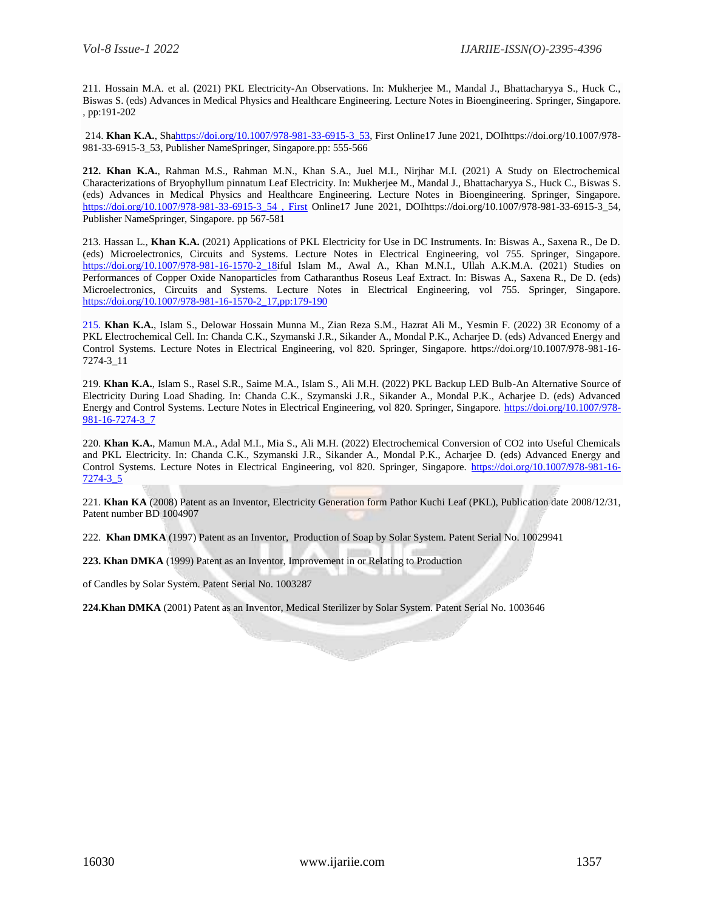211. Hossain M.A. et al. (2021) PKL Electricity-An Observations. In: Mukherjee M., Mandal J., Bhattacharyya S., Huck C., Biswas S. (eds) Advances in Medical Physics and Healthcare Engineering. Lecture Notes in Bioengineering. Springer, Singapore. , pp:191-202

214. **Khan K.A.**, Shahttps://doi.org/10.1007/978-981-33-6915-3_53, First Online17 June 2021, DOIhttps://doi.org/10.1007/978-981-33-6915-3_53, Publisher NameSpringer, Singapore.pp: 555-566

**212. Khan K.A.**, Rahman M.S., Rahman M.N., Khan S.A., Juel M.I., Nirjhar M.I. (2021) A Study on Electrochemical Characterizations of Bryophyllum pinnatum Leaf Electricity. In: Mukherjee M., Mandal J., Bhattacharyya S., Huck C., Biswas S. (eds) Advances in Medical Physics and Healthcare Engineering. Lecture Notes in Bioengineering. Springer, Singapore. https://doi.org/10.1007/978-981-33-6915-3_54 , First Online17 June 2021, DOIhttps://doi.org/10.1007/978-981-33-6915-3_54, Publisher NameSpringer, Singapore. pp 567-581

213. Hassan L., **Khan K.A.** (2021) Applications of PKL Electricity for Use in DC Instruments. In: Biswas A., Saxena R., De D. (eds) Microelectronics, Circuits and Systems. Lecture Notes in Electrical Engineering, vol 755. Springer, Singapore. https://doi.org/10.1007/978-981-16-1570-2_18iful Islam M., Awal A., Khan M.N.I., Ullah A.K.M.A. (2021) Studies on Performances of Copper Oxide Nanoparticles from Catharanthus Roseus Leaf Extract. In: Biswas A., Saxena R., De D. (eds) Microelectronics, Circuits and Systems. Lecture Notes in Electrical Engineering, vol 755. Springer, Singapore. https://doi.org/10.1007/978-981-16-1570-2_17,pp:179-190

215. **Khan K.A.**, Islam S., Delowar Hossain Munna M., Zian Reza S.M., Hazrat Ali M., Yesmin F. (2022) 3R Economy of a PKL Electrochemical Cell. In: Chanda C.K., Szymanski J.R., Sikander A., Mondal P.K., Acharjee D. (eds) Advanced Energy and Control Systems. Lecture Notes in Electrical Engineering, vol 820. Springer, Singapore. https://doi.org/10.1007/978-981-16-7274-3_11

219. **Khan K.A.**, Islam S., Rasel S.R., Saime M.A., Islam S., Ali M.H. (2022) PKL Backup LED Bulb-An Alternative Source of Electricity During Load Shading. In: Chanda C.K., Szymanski J.R., Sikander A., Mondal P.K., Acharjee D. (eds) Advanced Energy and Control Systems. Lecture Notes in Electrical Engineering, vol 820. Springer, Singapore. https://doi.org/10.1007/978-981-16-7274-3_7

220. **Khan K.A.**, Mamun M.A., Adal M.I., Mia S., Ali M.H. (2022) Electrochemical Conversion of CO2 into Useful Chemicals and PKL Electricity. In: Chanda C.K., Szymanski J.R., Sikander A., Mondal P.K., Acharjee D. (eds) Advanced Energy and Control Systems. Lecture Notes in Electrical Engineering, vol 820. Springer, Singapore. https://doi.org/10.1007/978-981-16-7274-3_5

221. **Khan KA** (2008) Patent as an Inventor, Electricity Generation form Pathor Kuchi Leaf (PKL), Publication date 2008/12/31, Patent number BD 1004907

222. **Khan DMKA** (1997) Patent as an Inventor, Production of Soap by Solar System. Patent Serial No. 10029941

**223. Khan DMKA** (1999) Patent as an Inventor, Improvement in or Relating to Production

of Candles by Solar System. Patent Serial No. 1003287

**224.Khan DMKA** (2001) Patent as an Inventor, Medical Sterilizer by Solar System. Patent Serial No. 1003646